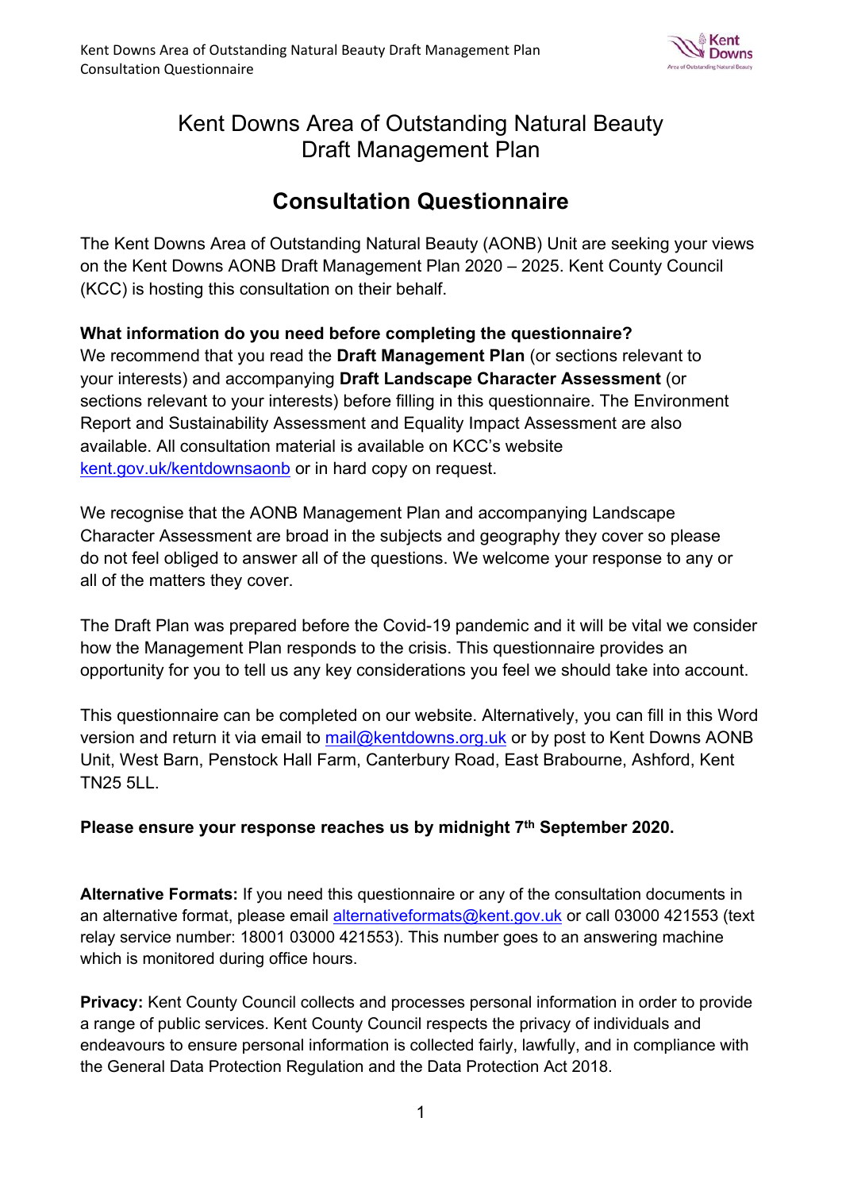# Kent Downs Area of Outstanding Natural Beauty Draft Management Plan

## Consultation Questionnaire

The Kent Downs Area of Outstanding Natural Beauty (AONB) Unit are seeking your views on the Kent Downs AONB Draft Management Plan 2020 – 2025. Kent County Council (KCC) is hosting this consultation on their behalf.

**What information do you need before completing the questionnaire?**
We recommend that you read the **Draft Management Plan** (or sections relevant to your interests) and accompanying **Draft Landscape Character Assessment** (or sections relevant to your interests) before filling in this questionnaire. The Environment Report and Sustainability Assessment and Equality Impact Assessment are also available. All consultation material is available on KCC's website kent.gov.uk/kentdownsaonb or in hard copy on request.

We recognise that the AONB Management Plan and accompanying Landscape Character Assessment are broad in the subjects and geography they cover so please do not feel obliged to answer all of the questions. We welcome your response to any or all of the matters they cover.

The Draft Plan was prepared before the Covid-19 pandemic and it will be vital we consider how the Management Plan responds to the crisis. This questionnaire provides an opportunity for you to tell us any key considerations you feel we should take into account.

This questionnaire can be completed on our website. Alternatively, you can fill in this Word version and return it via email to mail@kentdowns.org.uk or by post to Kent Downs AONB Unit, West Barn, Penstock Hall Farm, Canterbury Road, East Brabourne, Ashford, Kent TN25 5LL.

**Please ensure your response reaches us by midnight 7th September 2020.**

**Alternative Formats:** If you need this questionnaire or any of the consultation documents in an alternative format, please email alternativeformats@kent.gov.uk or call 03000 421553 (text relay service number: 18001 03000 421553). This number goes to an answering machine which is monitored during office hours.

**Privacy:** Kent County Council collects and processes personal information in order to provide a range of public services. Kent County Council respects the privacy of individuals and endeavours to ensure personal information is collected fairly, lawfully, and in compliance with the General Data Protection Regulation and the Data Protection Act 2018.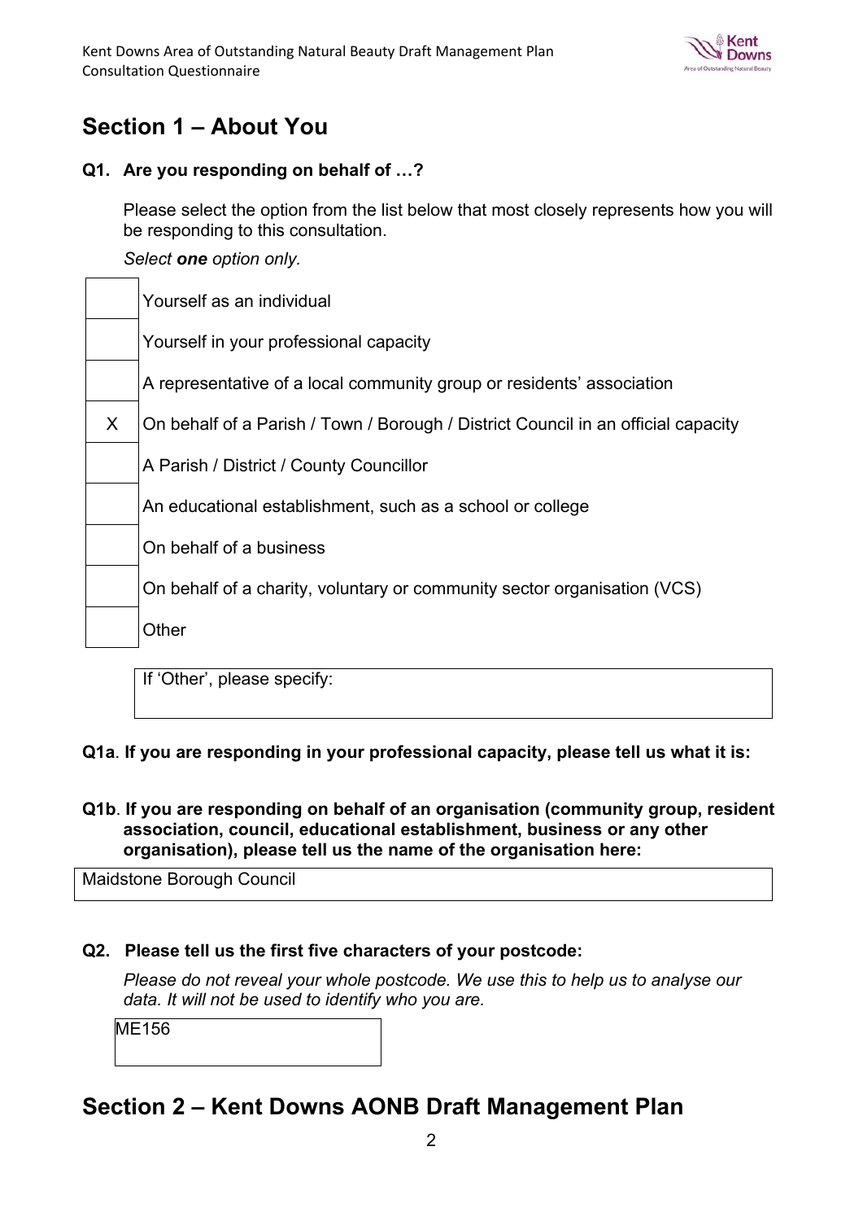## Section 1 – About You

**Q1. Are you responding on behalf of …?**

Please select the option from the list below that most closely represents how you will be responding to this consultation.

*Select **one** option only.*

| | |
|---|---|
| | Yourself as an individual |
| | Yourself in your professional capacity |
| | A representative of a local community group or residents' association |
| X | On behalf of a Parish / Town / Borough / District Council in an official capacity |
| | A Parish / District / County Councillor |
| | An educational establishment, such as a school or college |
| | On behalf of a business |
| | On behalf of a charity, voluntary or community sector organisation (VCS) |
| | Other |

If 'Other', please specify:

**Q1a. If you are responding in your professional capacity, please tell us what it is:**

**Q1b. If you are responding on behalf of an organisation (community group, resident association, council, educational establishment, business or any other organisation), please tell us the name of the organisation here:**

Maidstone Borough Council

**Q2. Please tell us the first five characters of your postcode:**

*Please do not reveal your whole postcode. We use this to help us to analyse our data. It will not be used to identify who you are.*

ME156

## Section 2 – Kent Downs AONB Draft Management Plan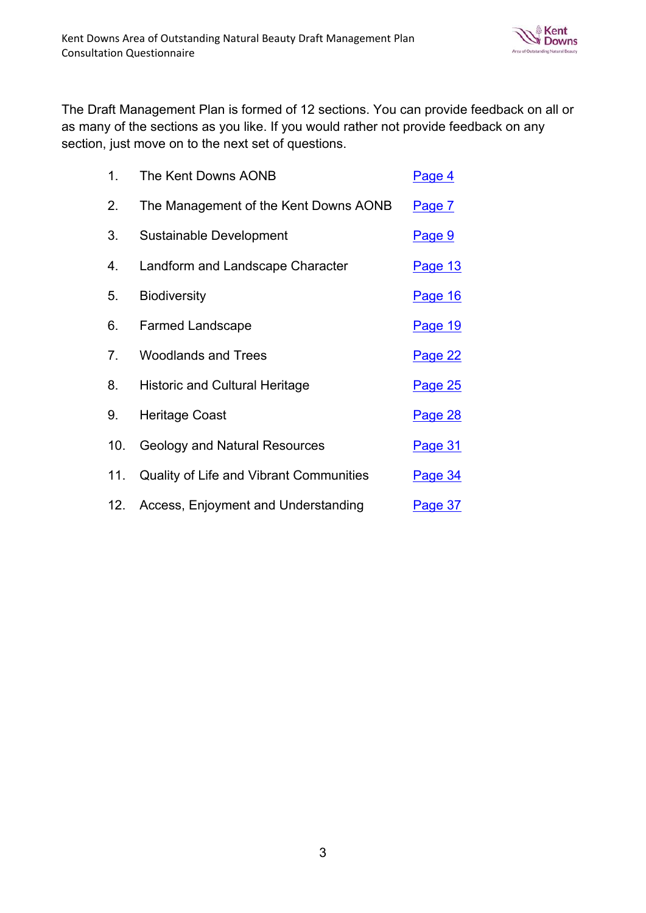The Draft Management Plan is formed of 12 sections. You can provide feedback on all or as many of the sections as you like. If you would rather not provide feedback on any section, just move on to the next set of questions.

| | | |
|---|---|---|
| 1. | The Kent Downs AONB | Page 4 |
| 2. | The Management of the Kent Downs AONB | Page 7 |
| 3. | Sustainable Development | Page 9 |
| 4. | Landform and Landscape Character | Page 13 |
| 5. | Biodiversity | Page 16 |
| 6. | Farmed Landscape | Page 19 |
| 7. | Woodlands and Trees | Page 22 |
| 8. | Historic and Cultural Heritage | Page 25 |
| 9. | Heritage Coast | Page 28 |
| 10. | Geology and Natural Resources | Page 31 |
| 11. | Quality of Life and Vibrant Communities | Page 34 |
| 12. | Access, Enjoyment and Understanding | Page 37 |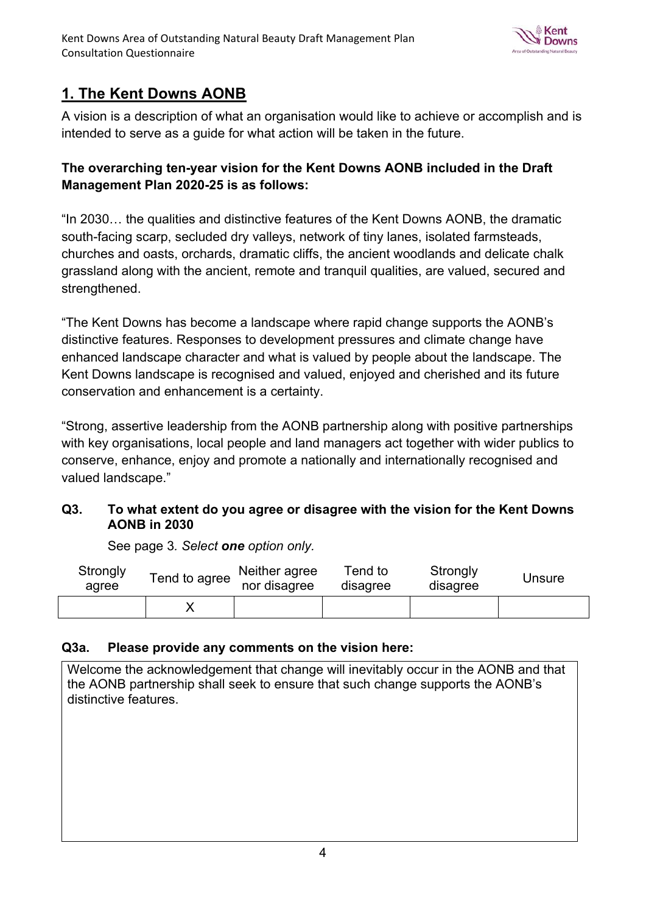## 1. The Kent Downs AONB

A vision is a description of what an organisation would like to achieve or accomplish and is intended to serve as a guide for what action will be taken in the future.

**The overarching ten-year vision for the Kent Downs AONB included in the Draft Management Plan 2020-25 is as follows:**

"In 2030… the qualities and distinctive features of the Kent Downs AONB, the dramatic south-facing scarp, secluded dry valleys, network of tiny lanes, isolated farmsteads, churches and oasts, orchards, dramatic cliffs, the ancient woodlands and delicate chalk grassland along with the ancient, remote and tranquil qualities, are valued, secured and strengthened.

"The Kent Downs has become a landscape where rapid change supports the AONB's distinctive features. Responses to development pressures and climate change have enhanced landscape character and what is valued by people about the landscape. The Kent Downs landscape is recognised and valued, enjoyed and cherished and its future conservation and enhancement is a certainty.

"Strong, assertive leadership from the AONB partnership along with positive partnerships with key organisations, local people and land managers act together with wider publics to conserve, enhance, enjoy and promote a nationally and internationally recognised and valued landscape."

**Q3. To what extent do you agree or disagree with the vision for the Kent Downs AONB in 2030**

See page 3*. Select **one** option only.*

| Strongly agree | Tend to agree | Neither agree nor disagree | Tend to disagree | Strongly disagree | Unsure |
|---|---|---|---|---|---|
| | X | | | | |

**Q3a. Please provide any comments on the vision here:**

Welcome the acknowledgement that change will inevitably occur in the AONB and that the AONB partnership shall seek to ensure that such change supports the AONB's distinctive features.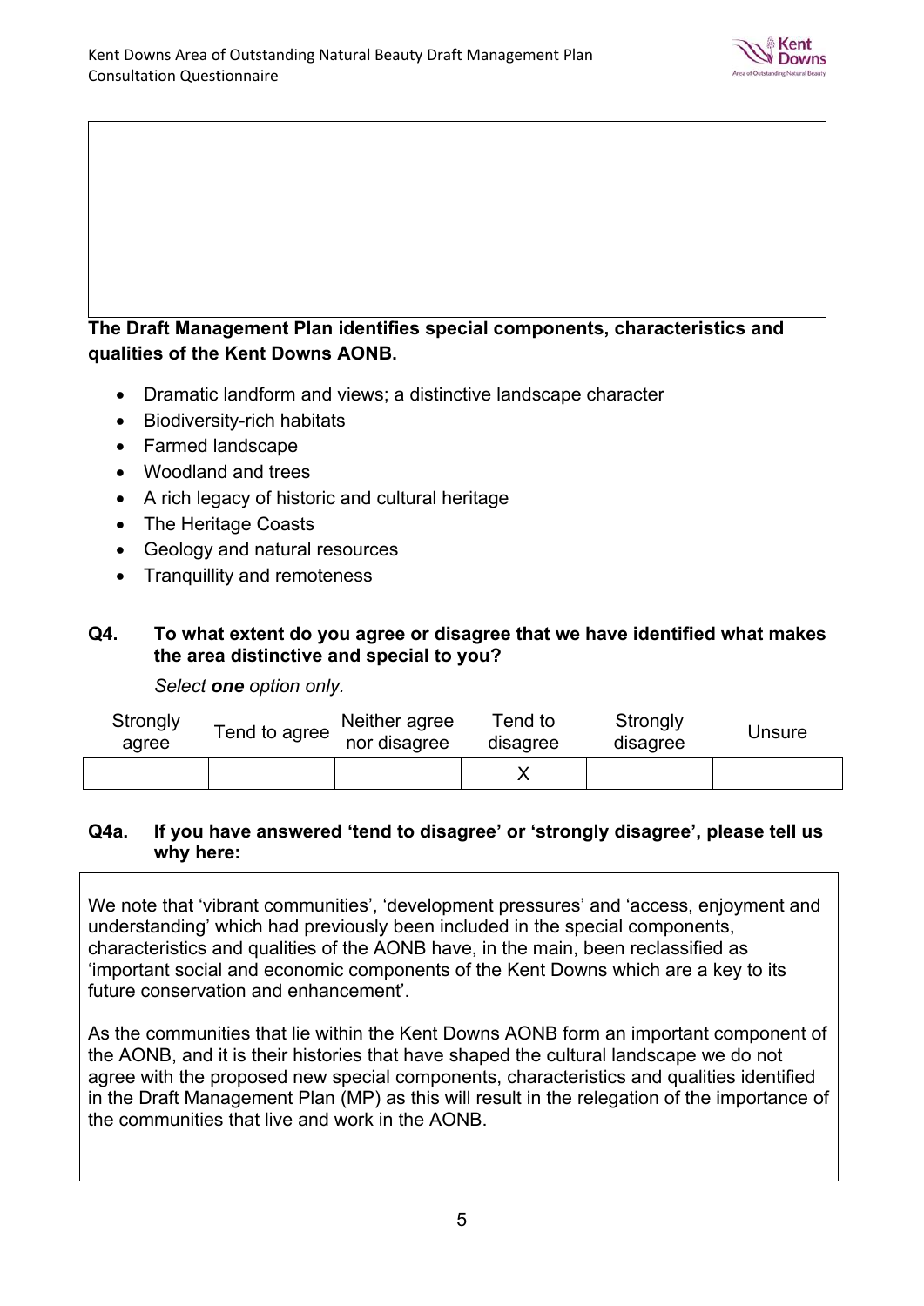**The Draft Management Plan identifies special components, characteristics and qualities of the Kent Downs AONB.**

- Dramatic landform and views; a distinctive landscape character
- Biodiversity-rich habitats
- Farmed landscape
- Woodland and trees
- A rich legacy of historic and cultural heritage
- The Heritage Coasts
- Geology and natural resources
- Tranquillity and remoteness

**Q4. To what extent do you agree or disagree that we have identified what makes the area distinctive and special to you?**

*Select **one** option only.*

| Strongly agree | Tend to agree | Neither agree nor disagree | Tend to disagree | Strongly disagree | Unsure |
|---|---|---|---|---|---|
| | | | X | | |

**Q4a. If you have answered 'tend to disagree' or 'strongly disagree', please tell us why here:**

We note that 'vibrant communities', 'development pressures' and 'access, enjoyment and understanding' which had previously been included in the special components, characteristics and qualities of the AONB have, in the main, been reclassified as 'important social and economic components of the Kent Downs which are a key to its future conservation and enhancement'.

As the communities that lie within the Kent Downs AONB form an important component of the AONB, and it is their histories that have shaped the cultural landscape we do not agree with the proposed new special components, characteristics and qualities identified in the Draft Management Plan (MP) as this will result in the relegation of the importance of the communities that live and work in the AONB.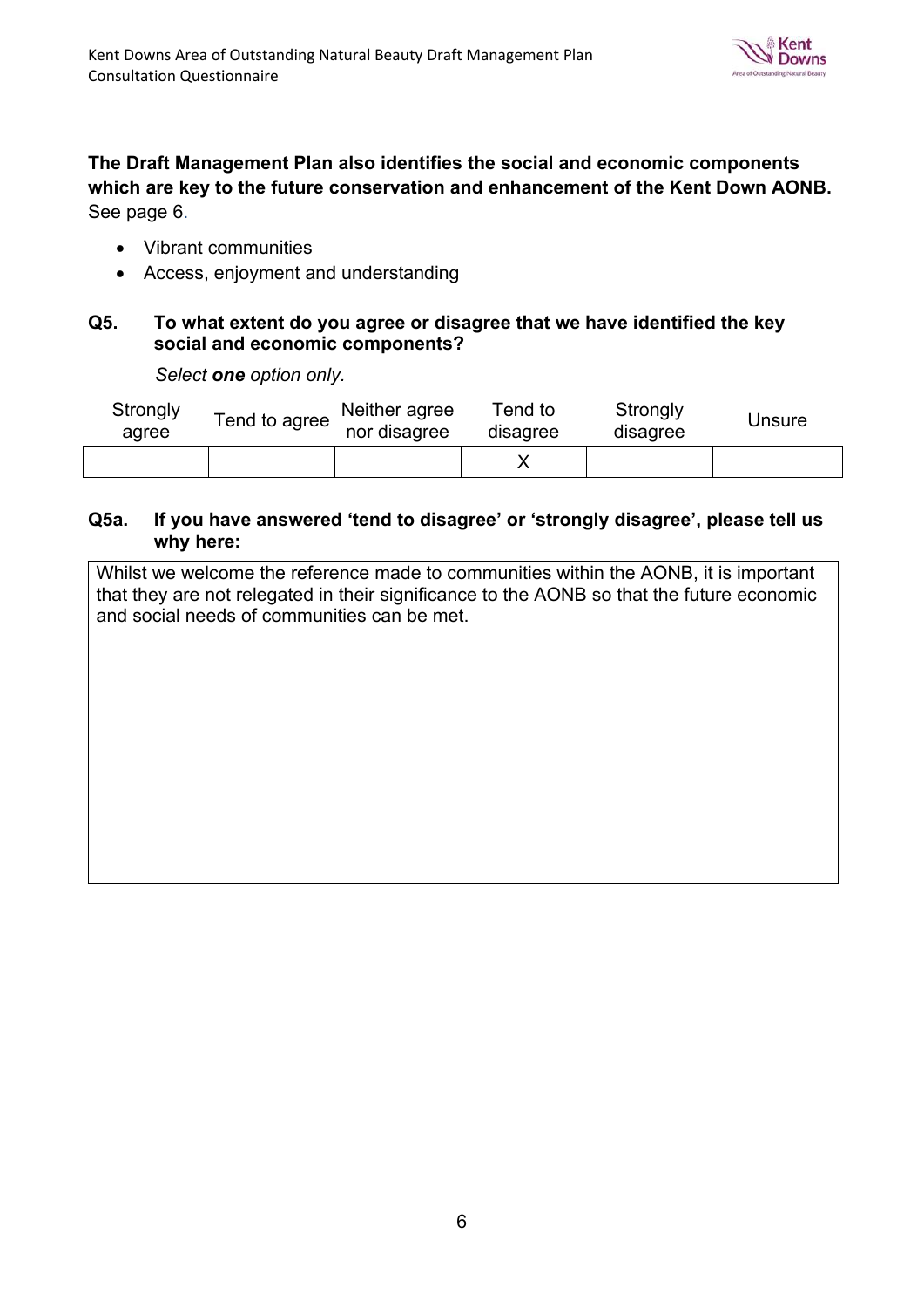**The Draft Management Plan also identifies the social and economic components which are key to the future conservation and enhancement of the Kent Down AONB.** See page 6.

- Vibrant communities
- Access, enjoyment and understanding

**Q5. To what extent do you agree or disagree that we have identified the key social and economic components?**

*Select **one** option only.*

| Strongly agree | Tend to agree | Neither agree nor disagree | Tend to disagree | Strongly disagree | Unsure |
|---|---|---|---|---|---|
| | | | X | | |

**Q5a. If you have answered 'tend to disagree' or 'strongly disagree', please tell us why here:**

Whilst we welcome the reference made to communities within the AONB, it is important that they are not relegated in their significance to the AONB so that the future economic and social needs of communities can be met.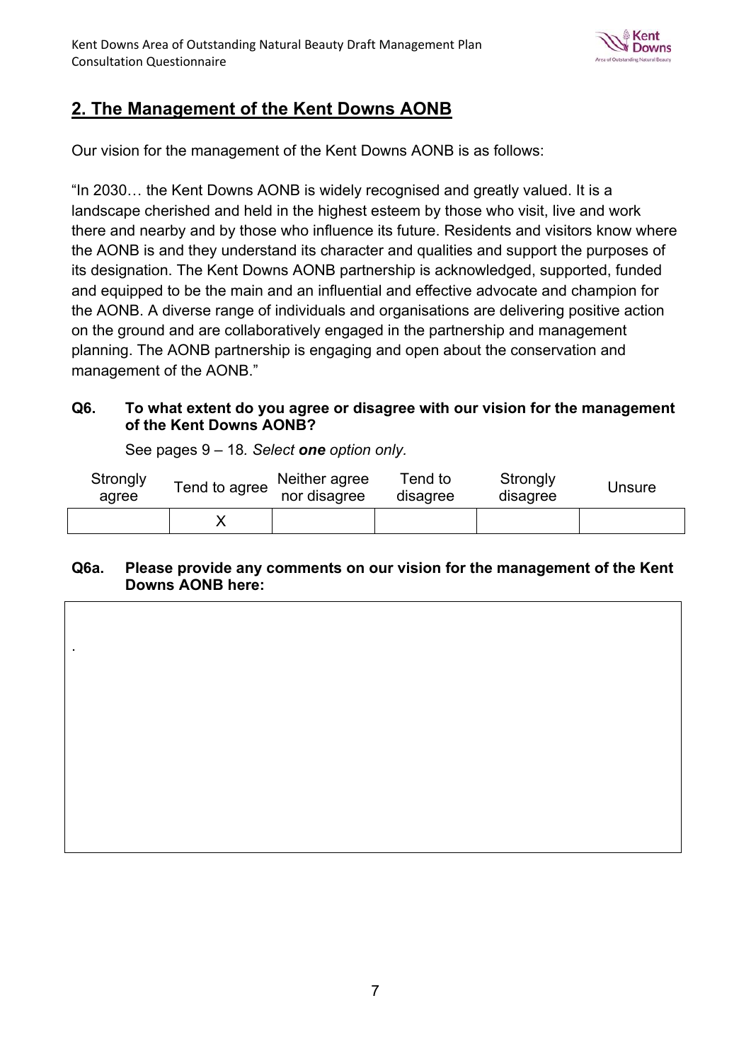## 2. The Management of the Kent Downs AONB

Our vision for the management of the Kent Downs AONB is as follows:

"In 2030… the Kent Downs AONB is widely recognised and greatly valued. It is a landscape cherished and held in the highest esteem by those who visit, live and work there and nearby and by those who influence its future. Residents and visitors know where the AONB is and they understand its character and qualities and support the purposes of its designation. The Kent Downs AONB partnership is acknowledged, supported, funded and equipped to be the main and an influential and effective advocate and champion for the AONB. A diverse range of individuals and organisations are delivering positive action on the ground and are collaboratively engaged in the partnership and management planning. The AONB partnership is engaging and open about the conservation and management of the AONB."

**Q6. To what extent do you agree or disagree with our vision for the management of the Kent Downs AONB?**

See pages 9 – 18. *Select **one** option only.*

| Strongly agree | Tend to agree | Neither agree nor disagree | Tend to disagree | Strongly disagree | Unsure |
|---|---|---|---|---|---|
| | X | | | | |

**Q6a. Please provide any comments on our vision for the management of the Kent Downs AONB here:**

.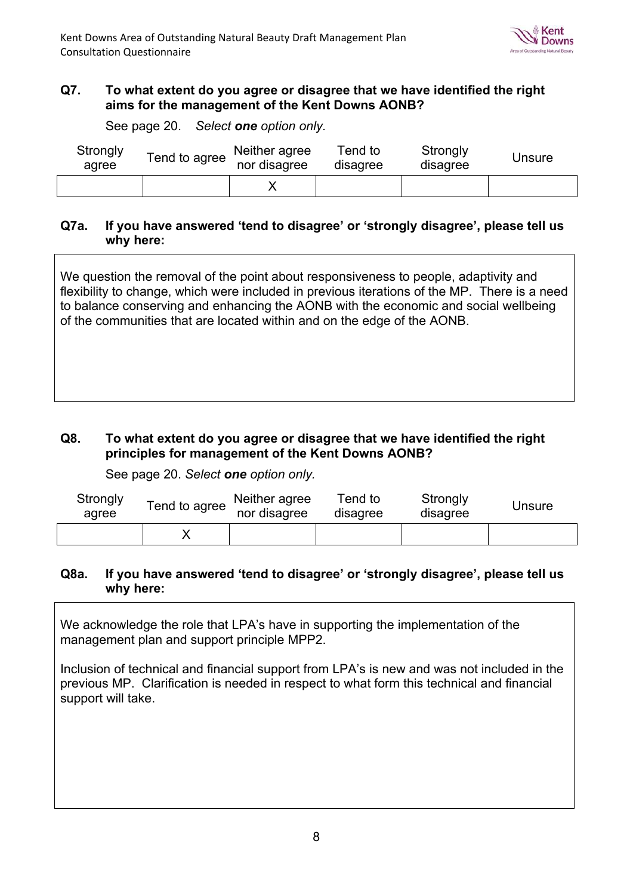**Q7. To what extent do you agree or disagree that we have identified the right aims for the management of the Kent Downs AONB?**

See page 20. *Select **one** option only.*

| Strongly agree | Tend to agree | Neither agree nor disagree | Tend to disagree | Strongly disagree | Unsure |
|---|---|---|---|---|---|
| | | X | | | |

**Q7a. If you have answered 'tend to disagree' or 'strongly disagree', please tell us why here:**

We question the removal of the point about responsiveness to people, adaptivity and flexibility to change, which were included in previous iterations of the MP. There is a need to balance conserving and enhancing the AONB with the economic and social wellbeing of the communities that are located within and on the edge of the AONB.

**Q8. To what extent do you agree or disagree that we have identified the right principles for management of the Kent Downs AONB?**

See page 20. *Select **one** option only.*

| Strongly agree | Tend to agree | Neither agree nor disagree | Tend to disagree | Strongly disagree | Unsure |
|---|---|---|---|---|---|
| | X | | | | |

**Q8a. If you have answered 'tend to disagree' or 'strongly disagree', please tell us why here:**

We acknowledge the role that LPA's have in supporting the implementation of the management plan and support principle MPP2.

Inclusion of technical and financial support from LPA's is new and was not included in the previous MP. Clarification is needed in respect to what form this technical and financial support will take.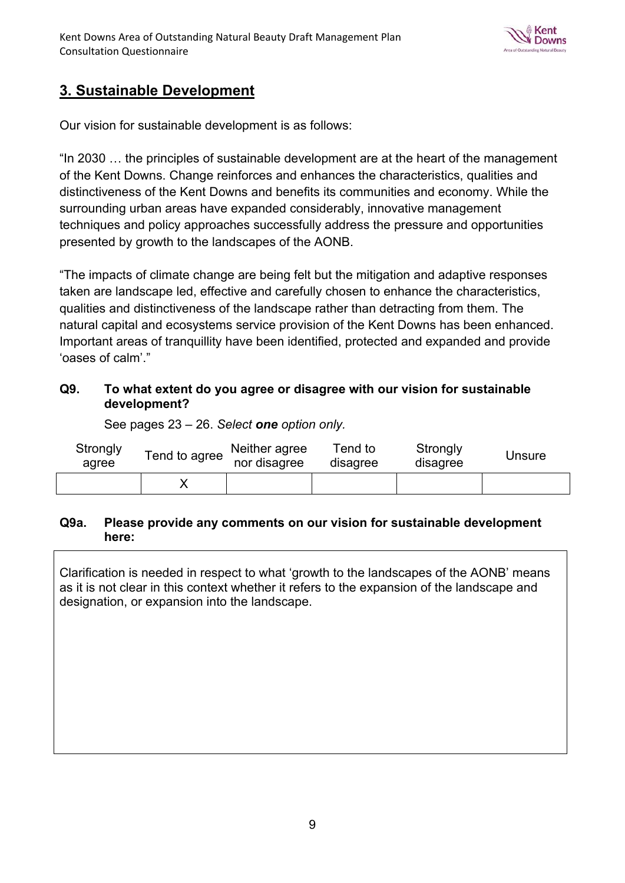## 3. Sustainable Development

Our vision for sustainable development is as follows:

"In 2030 … the principles of sustainable development are at the heart of the management of the Kent Downs. Change reinforces and enhances the characteristics, qualities and distinctiveness of the Kent Downs and benefits its communities and economy. While the surrounding urban areas have expanded considerably, innovative management techniques and policy approaches successfully address the pressure and opportunities presented by growth to the landscapes of the AONB.

"The impacts of climate change are being felt but the mitigation and adaptive responses taken are landscape led, effective and carefully chosen to enhance the characteristics, qualities and distinctiveness of the landscape rather than detracting from them. The natural capital and ecosystems service provision of the Kent Downs has been enhanced. Important areas of tranquillity have been identified, protected and expanded and provide 'oases of calm'."

**Q9. To what extent do you agree or disagree with our vision for sustainable development?**

See pages 23 – 26. *Select **one** option only.*

| Strongly agree | Tend to agree | Neither agree nor disagree | Tend to disagree | Strongly disagree | Unsure |
|---|---|---|---|---|---|
| | X | | | | |

**Q9a. Please provide any comments on our vision for sustainable development here:**

Clarification is needed in respect to what 'growth to the landscapes of the AONB' means as it is not clear in this context whether it refers to the expansion of the landscape and designation, or expansion into the landscape.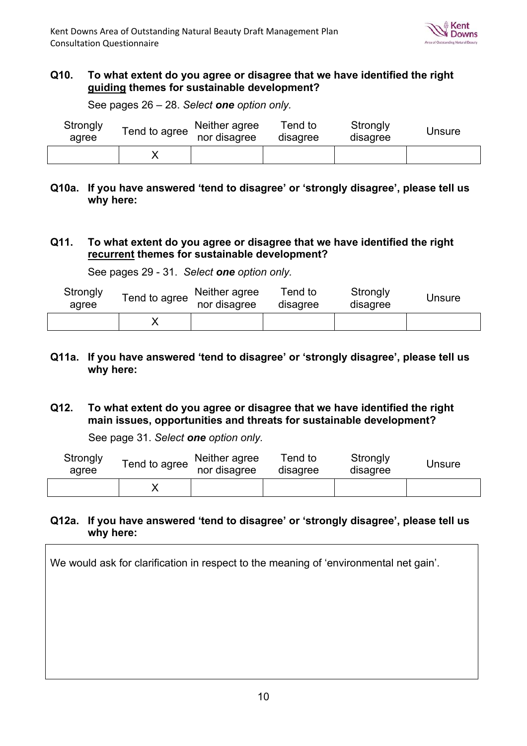**Q10. To what extent do you agree or disagree that we have identified the right <u>guiding</u> themes for sustainable development?**

See pages 26 – 28. *Select **one** option only.*

| Strongly agree | Tend to agree | Neither agree nor disagree | Tend to disagree | Strongly disagree | Unsure |
|---|---|---|---|---|---|
| | X | | | | |

**Q10a. If you have answered 'tend to disagree' or 'strongly disagree', please tell us why here:**

**Q11. To what extent do you agree or disagree that we have identified the right <u>recurrent</u> themes for sustainable development?**

See pages 29 - 31. *Select **one** option only.*

| Strongly agree | Tend to agree | Neither agree nor disagree | Tend to disagree | Strongly disagree | Unsure |
|---|---|---|---|---|---|
| | X | | | | |

**Q11a. If you have answered 'tend to disagree' or 'strongly disagree', please tell us why here:**

**Q12. To what extent do you agree or disagree that we have identified the right main issues, opportunities and threats for sustainable development?**

See page 31. *Select **one** option only.*

| Strongly agree | Tend to agree | Neither agree nor disagree | Tend to disagree | Strongly disagree | Unsure |
|---|---|---|---|---|---|
| | X | | | | |

**Q12a. If you have answered 'tend to disagree' or 'strongly disagree', please tell us why here:**

We would ask for clarification in respect to the meaning of 'environmental net gain'.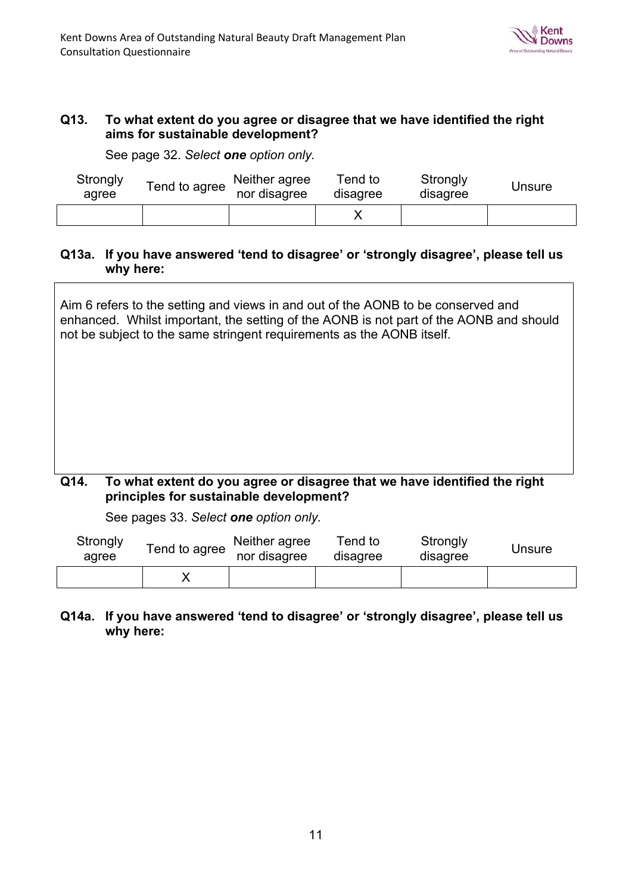**Q13. To what extent do you agree or disagree that we have identified the right aims for sustainable development?**

See page 32. *Select **one** option only.*

| Strongly agree | Tend to agree | Neither agree nor disagree | Tend to disagree | Strongly disagree | Unsure |
|---|---|---|---|---|---|
| | | | X | | |

**Q13a. If you have answered 'tend to disagree' or 'strongly disagree', please tell us why here:**

Aim 6 refers to the setting and views in and out of the AONB to be conserved and enhanced. Whilst important, the setting of the AONB is not part of the AONB and should not be subject to the same stringent requirements as the AONB itself.

**Q14. To what extent do you agree or disagree that we have identified the right principles for sustainable development?**

See pages 33. *Select **one** option only.*

| Strongly agree | Tend to agree | Neither agree nor disagree | Tend to disagree | Strongly disagree | Unsure |
|---|---|---|---|---|---|
| | X | | | | |

**Q14a. If you have answered 'tend to disagree' or 'strongly disagree', please tell us why here:**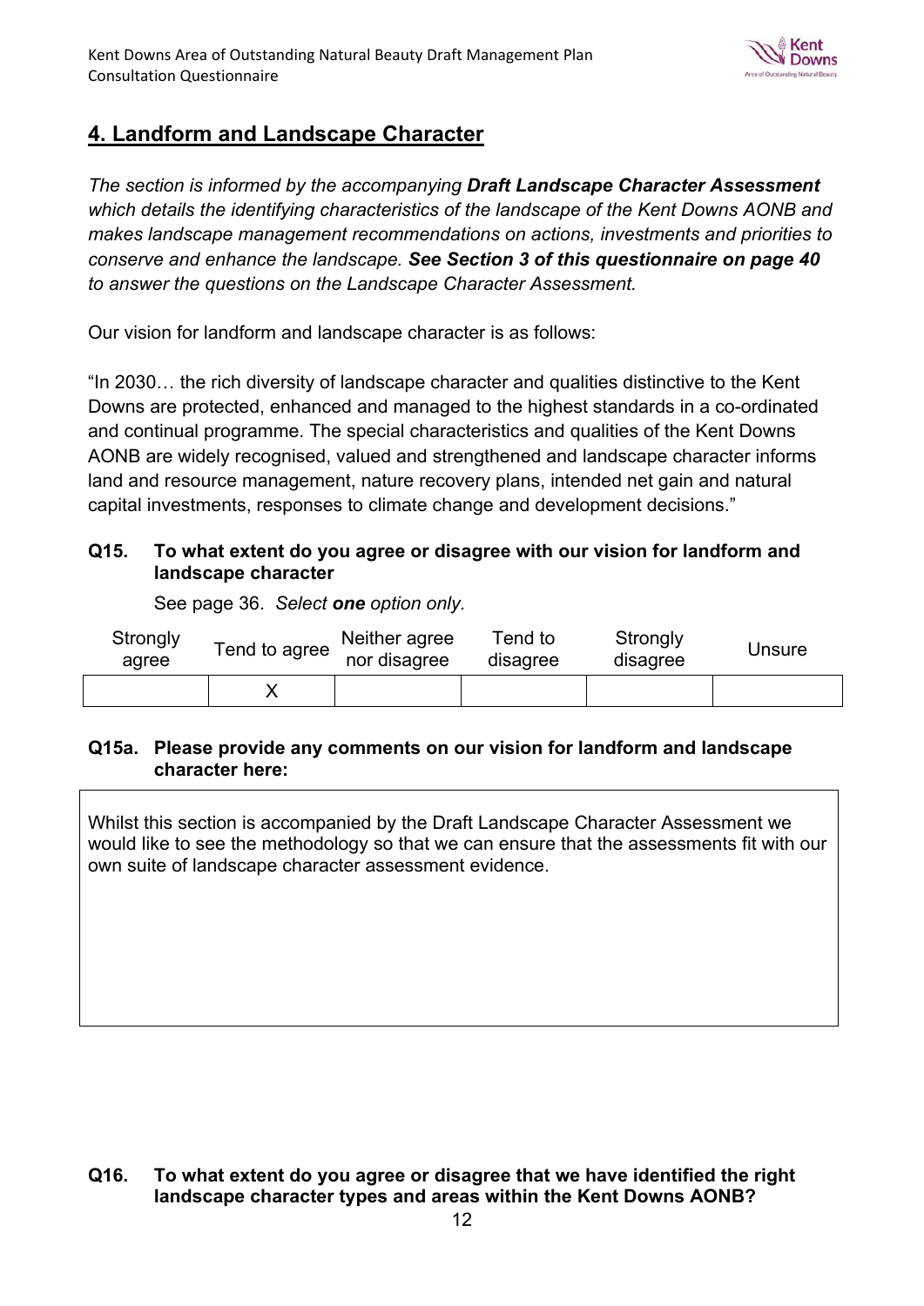## 4. Landform and Landscape Character

*The section is informed by the accompanying **Draft Landscape Character Assessment** which details the identifying characteristics of the landscape of the Kent Downs AONB and makes landscape management recommendations on actions, investments and priorities to conserve and enhance the landscape. **See Section 3 of this questionnaire on page 40** to answer the questions on the Landscape Character Assessment.*

Our vision for landform and landscape character is as follows:

"In 2030… the rich diversity of landscape character and qualities distinctive to the Kent Downs are protected, enhanced and managed to the highest standards in a co-ordinated and continual programme. The special characteristics and qualities of the Kent Downs AONB are widely recognised, valued and strengthened and landscape character informs land and resource management, nature recovery plans, intended net gain and natural capital investments, responses to climate change and development decisions."

**Q15. To what extent do you agree or disagree with our vision for landform and landscape character**

See page 36. *Select **one** option only.*

| Strongly agree | Tend to agree | Neither agree nor disagree | Tend to disagree | Strongly disagree | Unsure |
|---|---|---|---|---|---|
| | X | | | | |

**Q15a. Please provide any comments on our vision for landform and landscape character here:**

Whilst this section is accompanied by the Draft Landscape Character Assessment we would like to see the methodology so that we can ensure that the assessments fit with our own suite of landscape character assessment evidence.

**Q16. To what extent do you agree or disagree that we have identified the right landscape character types and areas within the Kent Downs AONB?**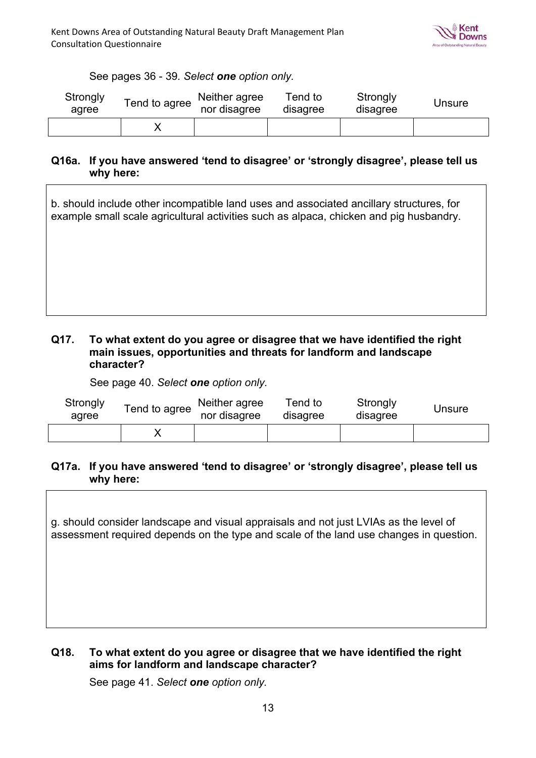See pages 36 - 39. *Select **one** option only.*

| Strongly agree | Tend to agree | Neither agree nor disagree | Tend to disagree | Strongly disagree | Unsure |
|---|---|---|---|---|---|
| | X | | | | |

**Q16a. If you have answered 'tend to disagree' or 'strongly disagree', please tell us why here:**

b. should include other incompatible land uses and associated ancillary structures, for example small scale agricultural activities such as alpaca, chicken and pig husbandry.

**Q17. To what extent do you agree or disagree that we have identified the right main issues, opportunities and threats for landform and landscape character?**

See page 40. *Select **one** option only.*

| Strongly agree | Tend to agree | Neither agree nor disagree | Tend to disagree | Strongly disagree | Unsure |
|---|---|---|---|---|---|
| | X | | | | |

**Q17a. If you have answered 'tend to disagree' or 'strongly disagree', please tell us why here:**

g. should consider landscape and visual appraisals and not just LVIAs as the level of assessment required depends on the type and scale of the land use changes in question.

**Q18. To what extent do you agree or disagree that we have identified the right aims for landform and landscape character?**

See page 41. *Select **one** option only.*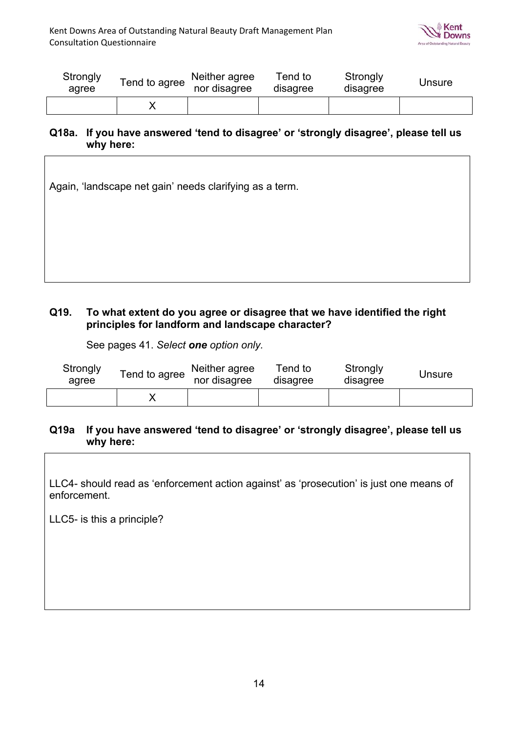| Strongly agree | Tend to agree | Neither agree nor disagree | Tend to disagree | Strongly disagree | Unsure |
|---|---|---|---|---|---|
| | X | | | | |

**Q18a. If you have answered 'tend to disagree' or 'strongly disagree', please tell us why here:**

Again, 'landscape net gain' needs clarifying as a term.

**Q19. To what extent do you agree or disagree that we have identified the right principles for landform and landscape character?**

See pages 41. *Select **one** option only.*

| Strongly agree | Tend to agree | Neither agree nor disagree | Tend to disagree | Strongly disagree | Unsure |
|---|---|---|---|---|---|
| | X | | | | |

**Q19a If you have answered 'tend to disagree' or 'strongly disagree', please tell us why here:**

LLC4- should read as 'enforcement action against' as 'prosecution' is just one means of enforcement.

LLC5- is this a principle?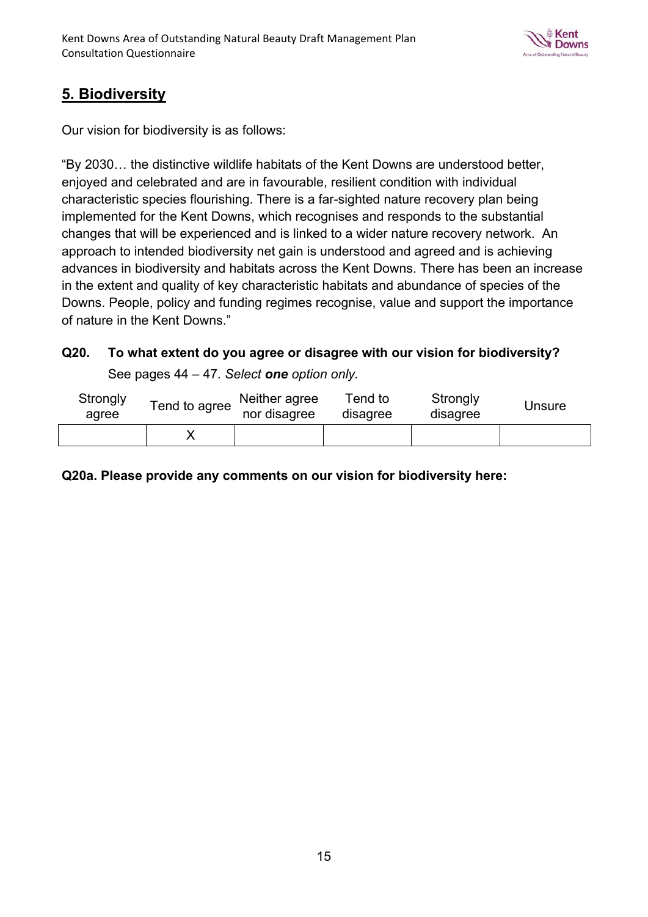## 5. Biodiversity

Our vision for biodiversity is as follows:

"By 2030… the distinctive wildlife habitats of the Kent Downs are understood better, enjoyed and celebrated and are in favourable, resilient condition with individual characteristic species flourishing. There is a far-sighted nature recovery plan being implemented for the Kent Downs, which recognises and responds to the substantial changes that will be experienced and is linked to a wider nature recovery network. An approach to intended biodiversity net gain is understood and agreed and is achieving advances in biodiversity and habitats across the Kent Downs. There has been an increase in the extent and quality of key characteristic habitats and abundance of species of the Downs. People, policy and funding regimes recognise, value and support the importance of nature in the Kent Downs."

**Q20. To what extent do you agree or disagree with our vision for biodiversity?**

See pages 44 – 47. *Select **one** option only.*

| Strongly agree | Tend to agree | Neither agree nor disagree | Tend to disagree | Strongly disagree | Unsure |
|---|---|---|---|---|---|
| | X | | | | |

**Q20a. Please provide any comments on our vision for biodiversity here:**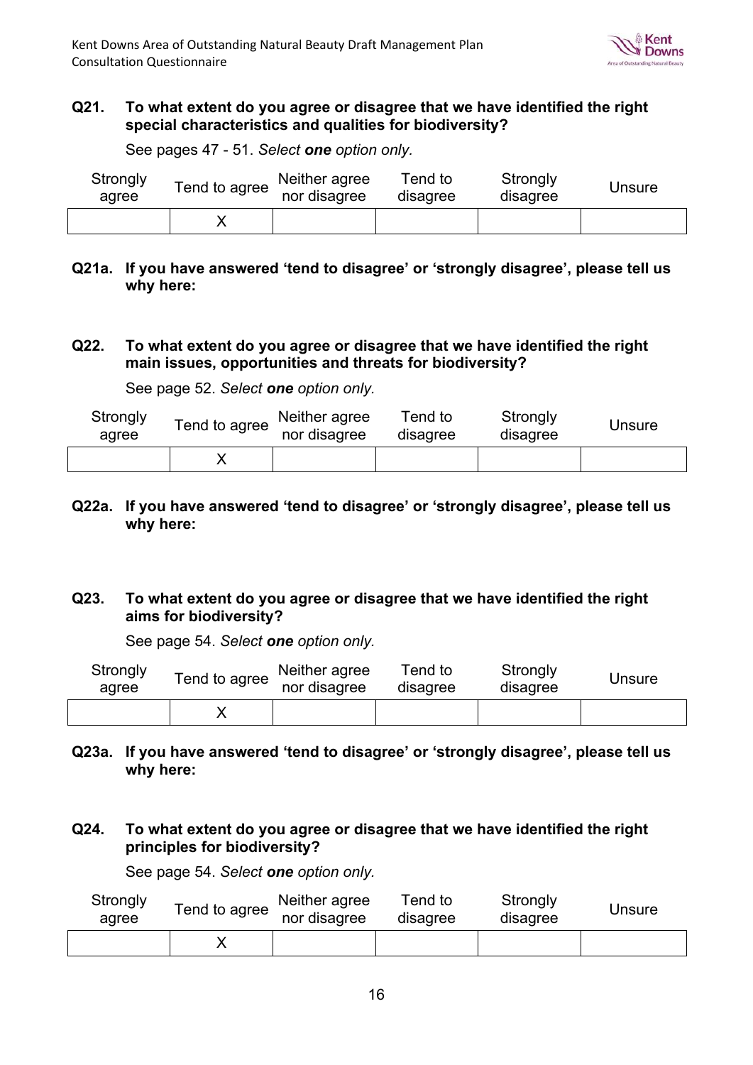**Q21. To what extent do you agree or disagree that we have identified the right special characteristics and qualities for biodiversity?**

See pages 47 - 51. *Select **one** option only.*

| Strongly agree | Tend to agree | Neither agree nor disagree | Tend to disagree | Strongly disagree | Unsure |
|---|---|---|---|---|---|
| | X | | | | |

**Q21a. If you have answered 'tend to disagree' or 'strongly disagree', please tell us why here:**

**Q22. To what extent do you agree or disagree that we have identified the right main issues, opportunities and threats for biodiversity?**

See page 52. *Select **one** option only.*

| Strongly agree | Tend to agree | Neither agree nor disagree | Tend to disagree | Strongly disagree | Unsure |
|---|---|---|---|---|---|
| | X | | | | |

**Q22a. If you have answered 'tend to disagree' or 'strongly disagree', please tell us why here:**

**Q23. To what extent do you agree or disagree that we have identified the right aims for biodiversity?**

See page 54. *Select **one** option only.*

| Strongly agree | Tend to agree | Neither agree nor disagree | Tend to disagree | Strongly disagree | Unsure |
|---|---|---|---|---|---|
| | X | | | | |

**Q23a. If you have answered 'tend to disagree' or 'strongly disagree', please tell us why here:**

**Q24. To what extent do you agree or disagree that we have identified the right principles for biodiversity?**

See page 54. *Select **one** option only.*

| Strongly agree | Tend to agree | Neither agree nor disagree | Tend to disagree | Strongly disagree | Unsure |
|---|---|---|---|---|---|
| | X | | | | |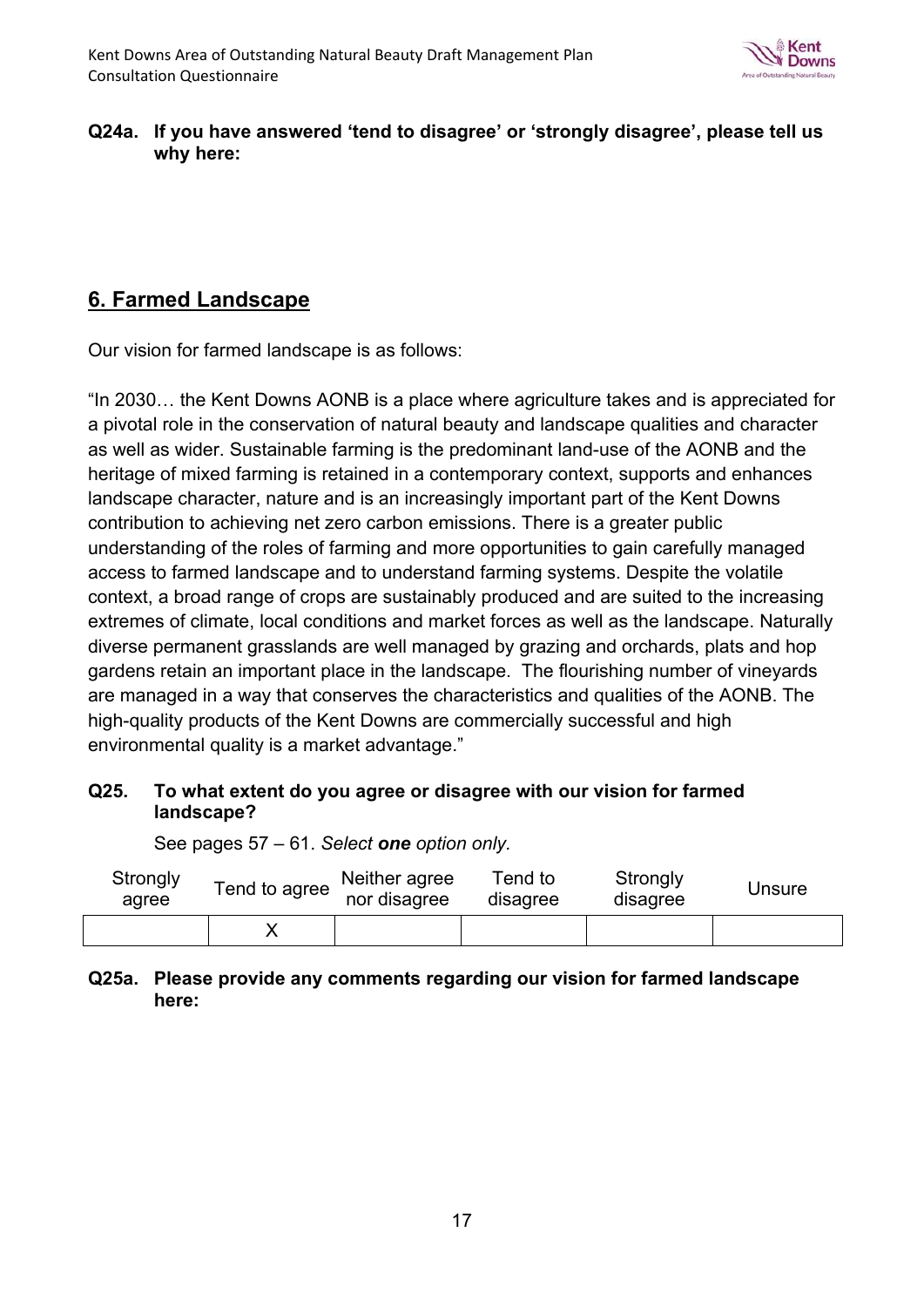**Q24a. If you have answered 'tend to disagree' or 'strongly disagree', please tell us why here:**

## 6. Farmed Landscape

Our vision for farmed landscape is as follows:

"In 2030… the Kent Downs AONB is a place where agriculture takes and is appreciated for a pivotal role in the conservation of natural beauty and landscape qualities and character as well as wider. Sustainable farming is the predominant land-use of the AONB and the heritage of mixed farming is retained in a contemporary context, supports and enhances landscape character, nature and is an increasingly important part of the Kent Downs contribution to achieving net zero carbon emissions. There is a greater public understanding of the roles of farming and more opportunities to gain carefully managed access to farmed landscape and to understand farming systems. Despite the volatile context, a broad range of crops are sustainably produced and are suited to the increasing extremes of climate, local conditions and market forces as well as the landscape. Naturally diverse permanent grasslands are well managed by grazing and orchards, plats and hop gardens retain an important place in the landscape. The flourishing number of vineyards are managed in a way that conserves the characteristics and qualities of the AONB. The high-quality products of the Kent Downs are commercially successful and high environmental quality is a market advantage."

**Q25. To what extent do you agree or disagree with our vision for farmed landscape?**

See pages 57 – 61. *Select **one** option only.*

| Strongly agree | Tend to agree | Neither agree nor disagree | Tend to disagree | Strongly disagree | Unsure |
|---|---|---|---|---|---|
| | X | | | | |

**Q25a. Please provide any comments regarding our vision for farmed landscape here:**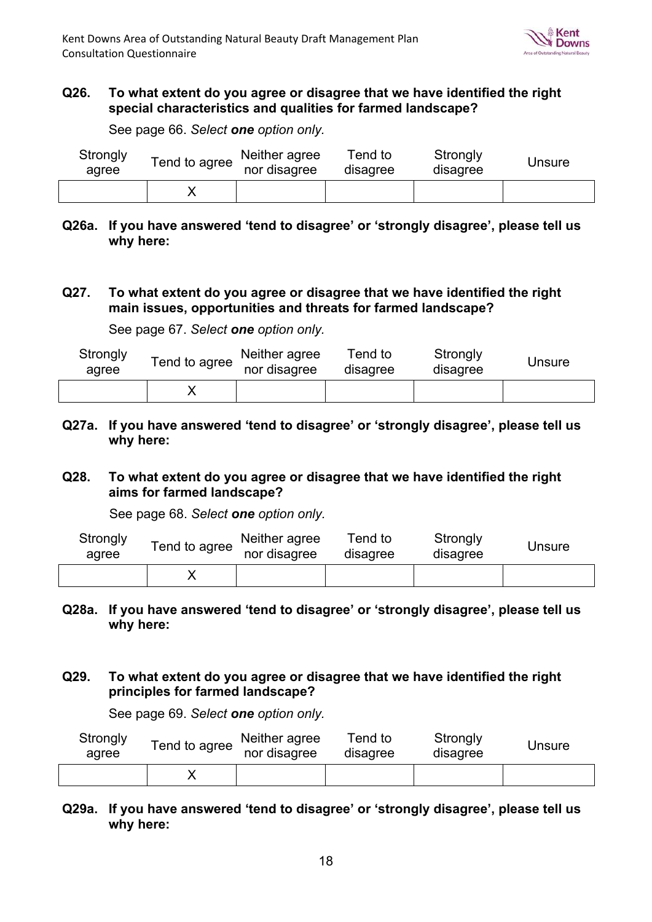**Q26. To what extent do you agree or disagree that we have identified the right special characteristics and qualities for farmed landscape?**

See page 66. *Select **one** option only.*

| Strongly agree | Tend to agree | Neither agree nor disagree | Tend to disagree | Strongly disagree | Unsure |
|---|---|---|---|---|---|
| | X | | | | |

**Q26a. If you have answered 'tend to disagree' or 'strongly disagree', please tell us why here:**

**Q27. To what extent do you agree or disagree that we have identified the right main issues, opportunities and threats for farmed landscape?**

See page 67. *Select **one** option only.*

| Strongly agree | Tend to agree | Neither agree nor disagree | Tend to disagree | Strongly disagree | Unsure |
|---|---|---|---|---|---|
| | X | | | | |

**Q27a. If you have answered 'tend to disagree' or 'strongly disagree', please tell us why here:**

**Q28. To what extent do you agree or disagree that we have identified the right aims for farmed landscape?**

See page 68. *Select **one** option only.*

| Strongly agree | Tend to agree | Neither agree nor disagree | Tend to disagree | Strongly disagree | Unsure |
|---|---|---|---|---|---|
| | X | | | | |

**Q28a. If you have answered 'tend to disagree' or 'strongly disagree', please tell us why here:**

**Q29. To what extent do you agree or disagree that we have identified the right principles for farmed landscape?**

See page 69. *Select **one** option only.*

| Strongly agree | Tend to agree | Neither agree nor disagree | Tend to disagree | Strongly disagree | Unsure |
|---|---|---|---|---|---|
| | X | | | | |

**Q29a. If you have answered 'tend to disagree' or 'strongly disagree', please tell us why here:**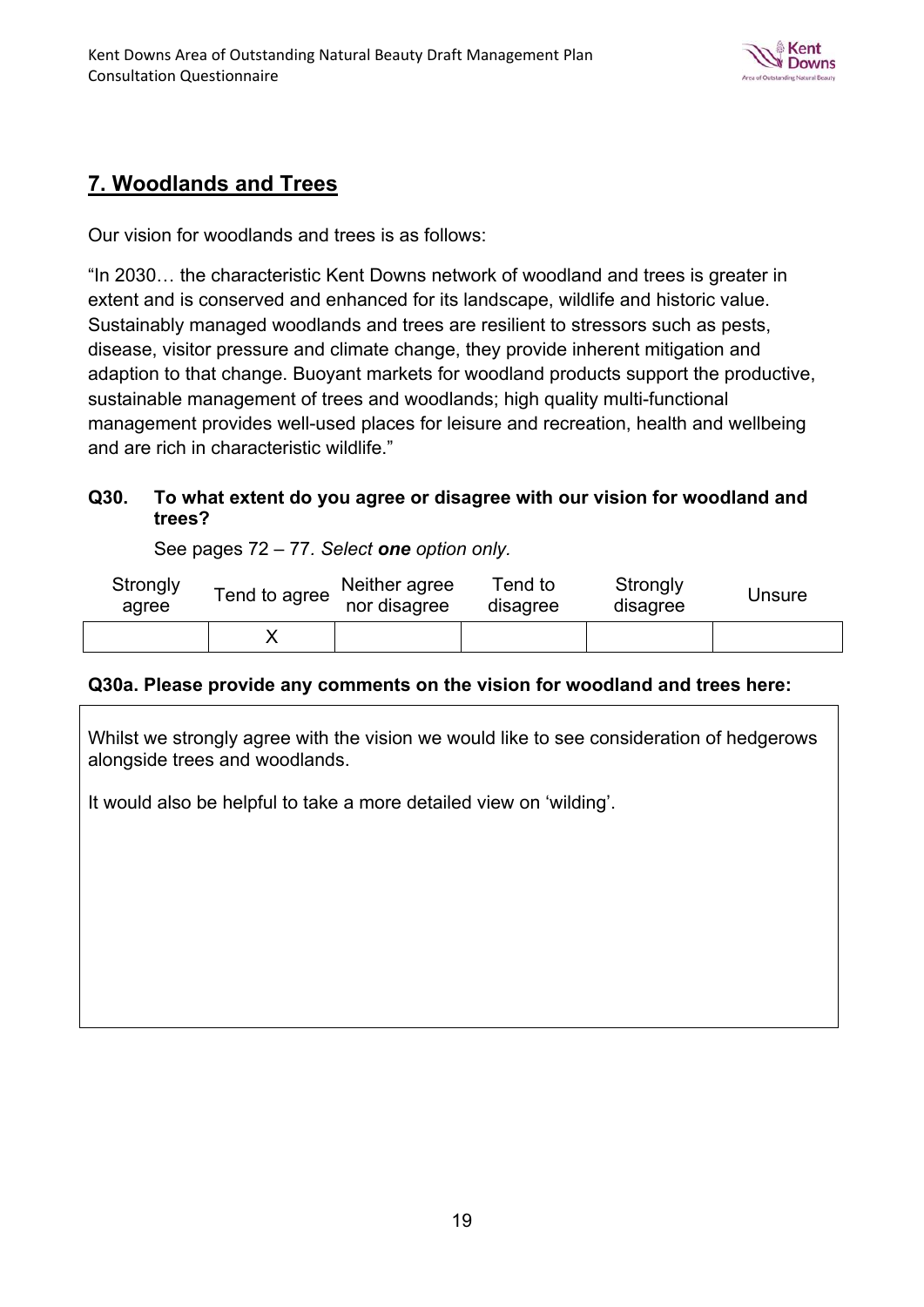## 7. Woodlands and Trees

Our vision for woodlands and trees is as follows:

"In 2030… the characteristic Kent Downs network of woodland and trees is greater in extent and is conserved and enhanced for its landscape, wildlife and historic value. Sustainably managed woodlands and trees are resilient to stressors such as pests, disease, visitor pressure and climate change, they provide inherent mitigation and adaption to that change. Buoyant markets for woodland products support the productive, sustainable management of trees and woodlands; high quality multi-functional management provides well-used places for leisure and recreation, health and wellbeing and are rich in characteristic wildlife."

**Q30. To what extent do you agree or disagree with our vision for woodland and trees?**

See pages 72 – 77. *Select **one** option only.*

| Strongly agree | Tend to agree | Neither agree nor disagree | Tend to disagree | Strongly disagree | Unsure |
|---|---|---|---|---|---|
| | X | | | | |

**Q30a. Please provide any comments on the vision for woodland and trees here:**

Whilst we strongly agree with the vision we would like to see consideration of hedgerows alongside trees and woodlands.

It would also be helpful to take a more detailed view on 'wilding'.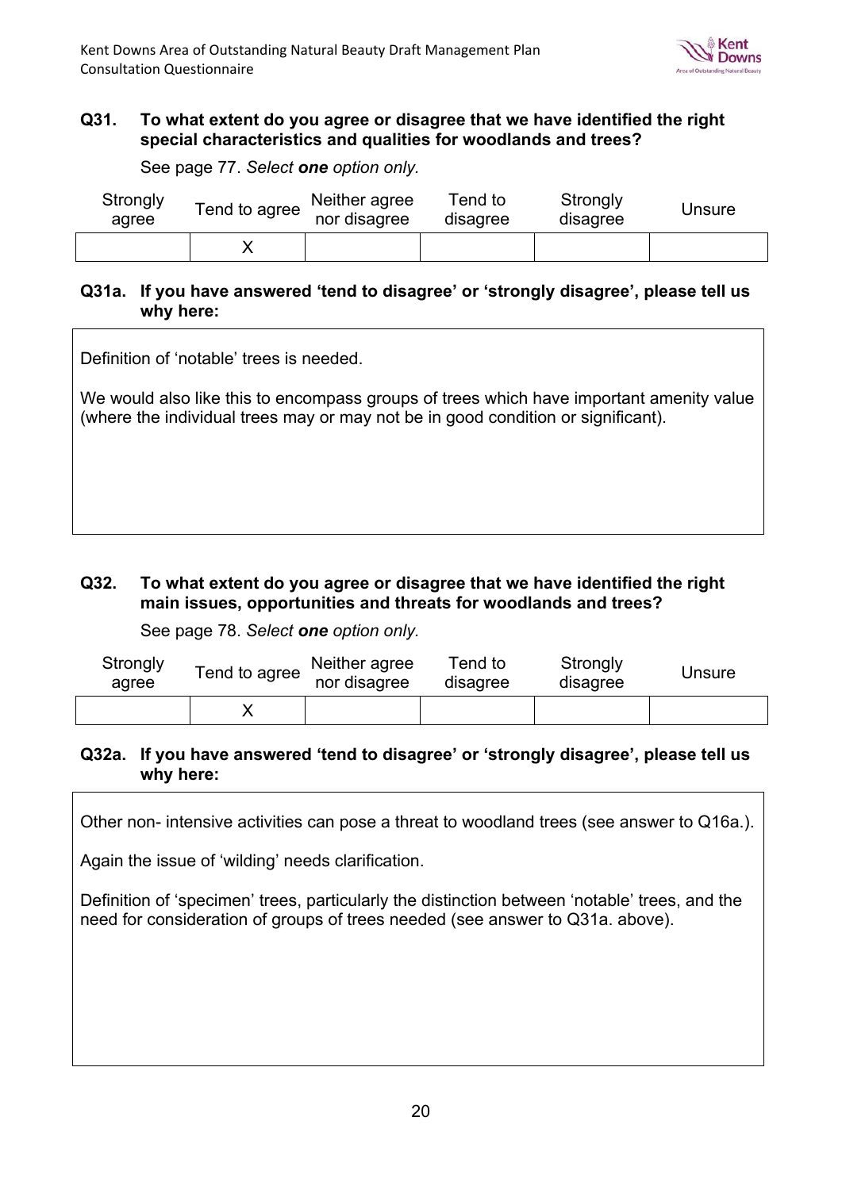**Q31. To what extent do you agree or disagree that we have identified the right special characteristics and qualities for woodlands and trees?**

See page 77. *Select **one** option only.*

| Strongly agree | Tend to agree | Neither agree nor disagree | Tend to disagree | Strongly disagree | Unsure |
|---|---|---|---|---|---|
| | X | | | | |

**Q31a. If you have answered 'tend to disagree' or 'strongly disagree', please tell us why here:**

Definition of 'notable' trees is needed.

We would also like this to encompass groups of trees which have important amenity value (where the individual trees may or may not be in good condition or significant).

**Q32. To what extent do you agree or disagree that we have identified the right main issues, opportunities and threats for woodlands and trees?**

See page 78. *Select **one** option only.*

| Strongly agree | Tend to agree | Neither agree nor disagree | Tend to disagree | Strongly disagree | Unsure |
|---|---|---|---|---|---|
| | X | | | | |

**Q32a. If you have answered 'tend to disagree' or 'strongly disagree', please tell us why here:**

Other non- intensive activities can pose a threat to woodland trees (see answer to Q16a.).

Again the issue of 'wilding' needs clarification.

Definition of 'specimen' trees, particularly the distinction between 'notable' trees, and the need for consideration of groups of trees needed (see answer to Q31a. above).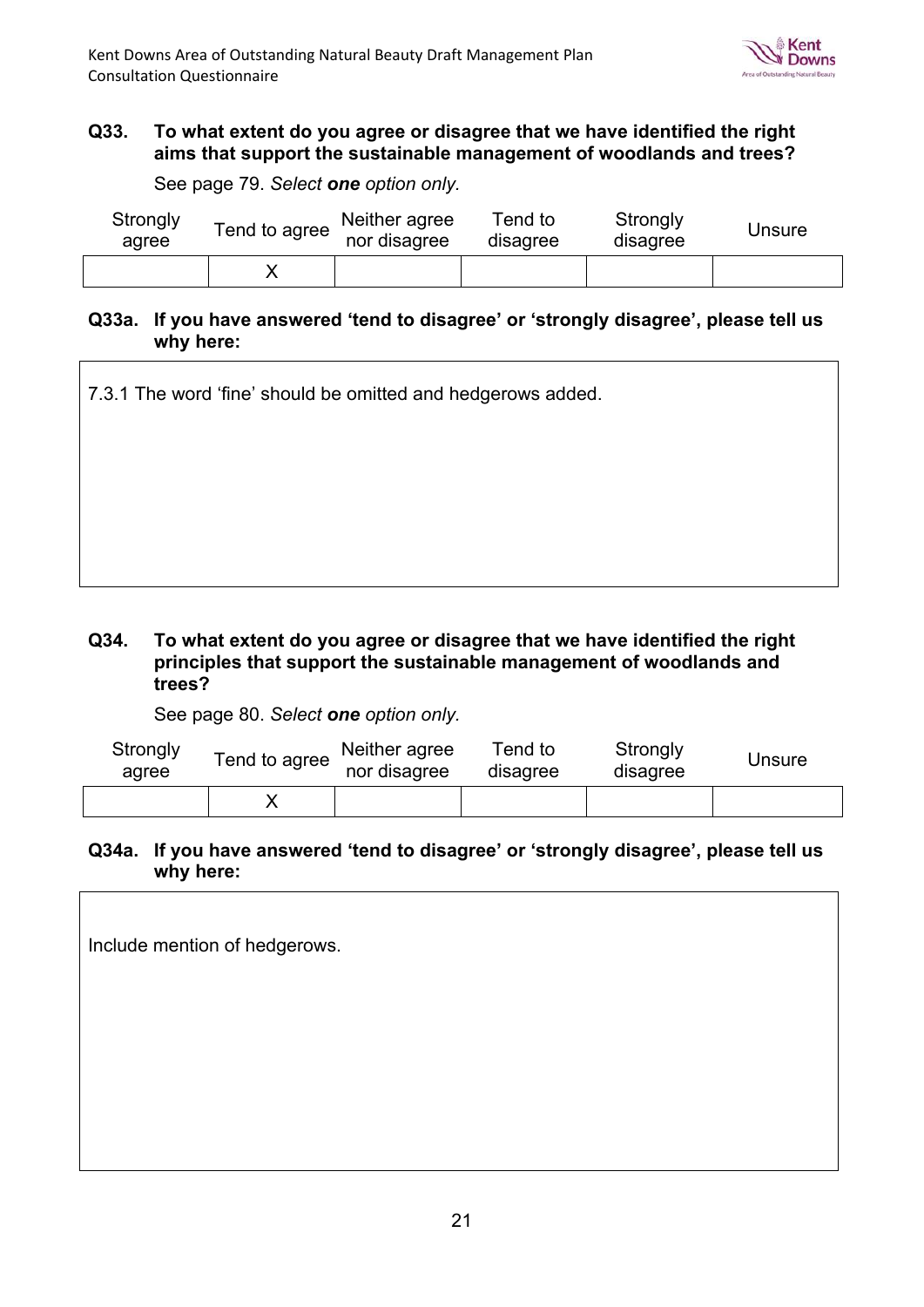**Q33. To what extent do you agree or disagree that we have identified the right aims that support the sustainable management of woodlands and trees?**

See page 79. *Select **one** option only.*

| Strongly agree | Tend to agree | Neither agree nor disagree | Tend to disagree | Strongly disagree | Unsure |
|---|---|---|---|---|---|
| | X | | | | |

**Q33a. If you have answered 'tend to disagree' or 'strongly disagree', please tell us why here:**

7.3.1 The word 'fine' should be omitted and hedgerows added.

**Q34. To what extent do you agree or disagree that we have identified the right principles that support the sustainable management of woodlands and trees?**

See page 80. *Select **one** option only.*

| Strongly agree | Tend to agree | Neither agree nor disagree | Tend to disagree | Strongly disagree | Unsure |
|---|---|---|---|---|---|
| | X | | | | |

**Q34a. If you have answered 'tend to disagree' or 'strongly disagree', please tell us why here:**

Include mention of hedgerows.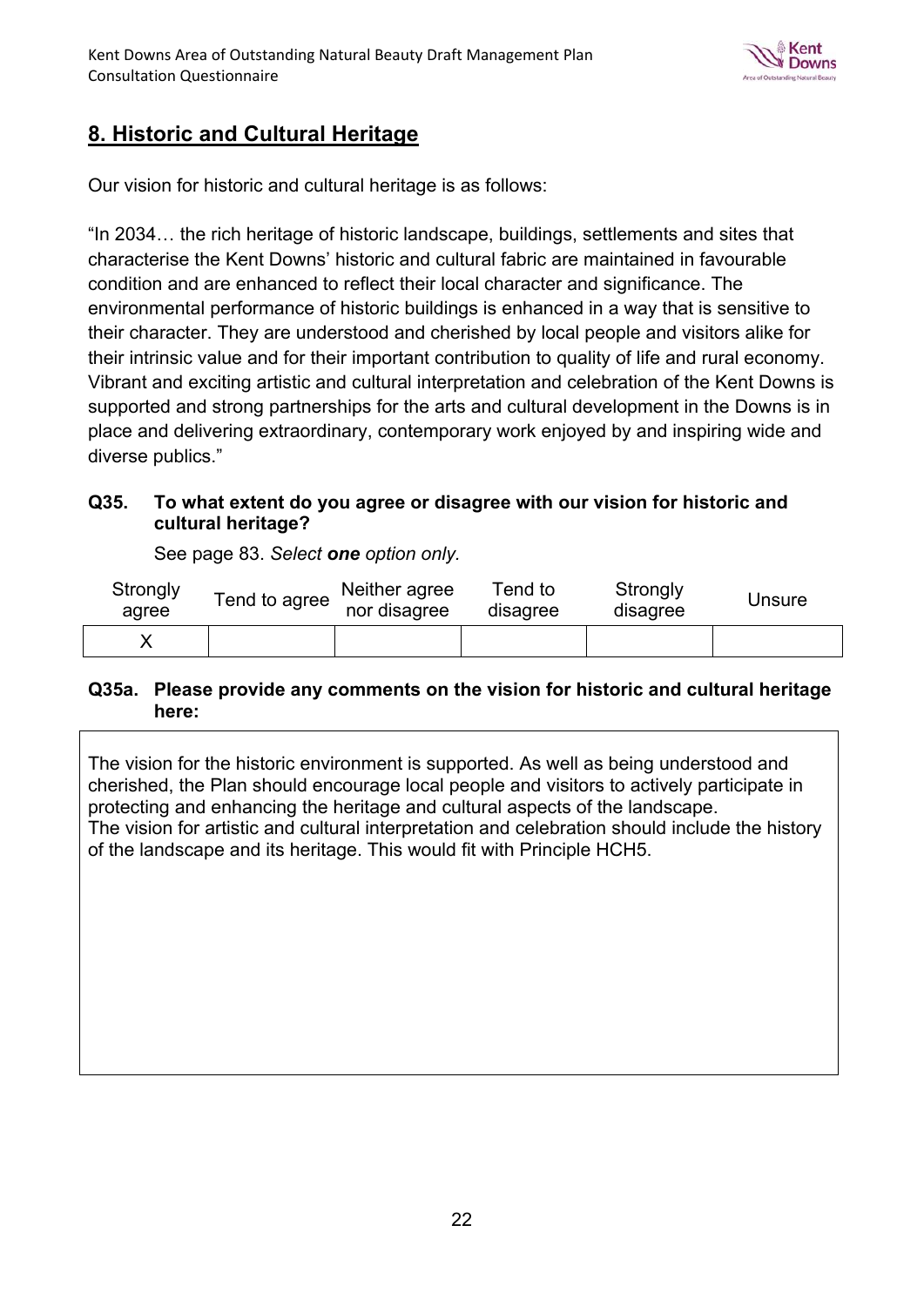## 8. Historic and Cultural Heritage

Our vision for historic and cultural heritage is as follows:

"In 2034… the rich heritage of historic landscape, buildings, settlements and sites that characterise the Kent Downs' historic and cultural fabric are maintained in favourable condition and are enhanced to reflect their local character and significance. The environmental performance of historic buildings is enhanced in a way that is sensitive to their character. They are understood and cherished by local people and visitors alike for their intrinsic value and for their important contribution to quality of life and rural economy. Vibrant and exciting artistic and cultural interpretation and celebration of the Kent Downs is supported and strong partnerships for the arts and cultural development in the Downs is in place and delivering extraordinary, contemporary work enjoyed by and inspiring wide and diverse publics."

**Q35. To what extent do you agree or disagree with our vision for historic and cultural heritage?**

See page 83. *Select **one** option only.*

| Strongly agree | Tend to agree | Neither agree nor disagree | Tend to disagree | Strongly disagree | Unsure |
|---|---|---|---|---|---|
| X | | | | | |

**Q35a. Please provide any comments on the vision for historic and cultural heritage here:**

The vision for the historic environment is supported. As well as being understood and cherished, the Plan should encourage local people and visitors to actively participate in protecting and enhancing the heritage and cultural aspects of the landscape.
The vision for artistic and cultural interpretation and celebration should include the history of the landscape and its heritage. This would fit with Principle HCH5.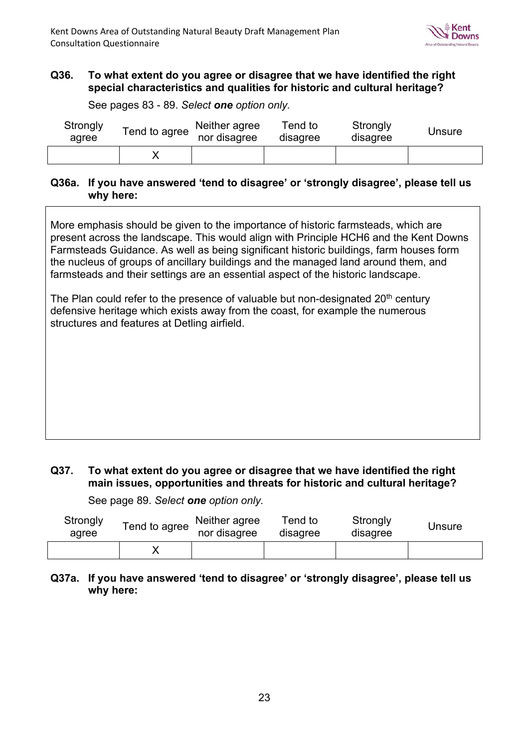**Q36. To what extent do you agree or disagree that we have identified the right special characteristics and qualities for historic and cultural heritage?**

See pages 83 - 89. *Select **one** option only.*

| Strongly agree | Tend to agree | Neither agree nor disagree | Tend to disagree | Strongly disagree | Unsure |
|---|---|---|---|---|---|
| | X | | | | |

**Q36a. If you have answered 'tend to disagree' or 'strongly disagree', please tell us why here:**

More emphasis should be given to the importance of historic farmsteads, which are present across the landscape. This would align with Principle HCH6 and the Kent Downs Farmsteads Guidance. As well as being significant historic buildings, farm houses form the nucleus of groups of ancillary buildings and the managed land around them, and farmsteads and their settings are an essential aspect of the historic landscape.

The Plan could refer to the presence of valuable but non-designated 20th century defensive heritage which exists away from the coast, for example the numerous structures and features at Detling airfield.

**Q37. To what extent do you agree or disagree that we have identified the right main issues, opportunities and threats for historic and cultural heritage?**

See page 89. *Select **one** option only.*

| Strongly agree | Tend to agree | Neither agree nor disagree | Tend to disagree | Strongly disagree | Unsure |
|---|---|---|---|---|---|
| | X | | | | |

**Q37a. If you have answered 'tend to disagree' or 'strongly disagree', please tell us why here:**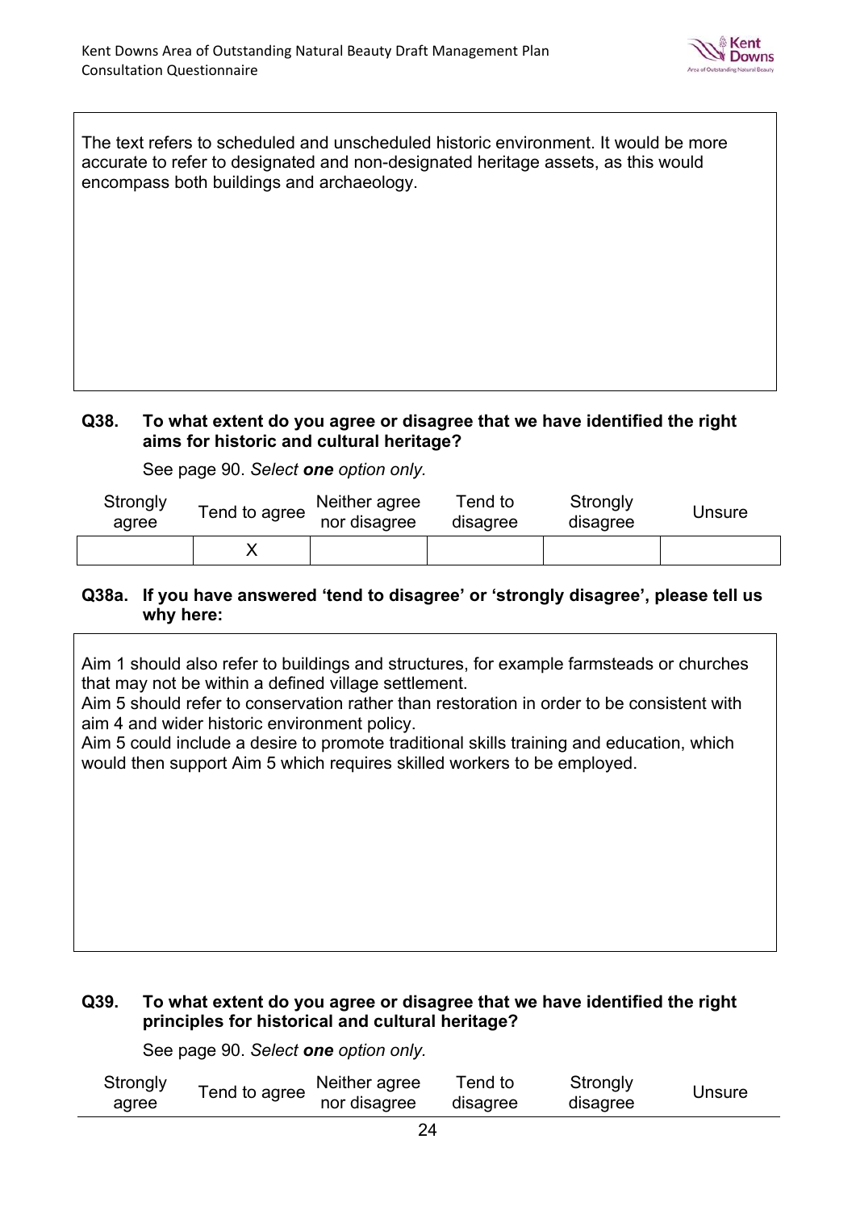The text refers to scheduled and unscheduled historic environment. It would be more accurate to refer to designated and non-designated heritage assets, as this would encompass both buildings and archaeology.

**Q38. To what extent do you agree or disagree that we have identified the right aims for historic and cultural heritage?**

See page 90. *Select **one** option only.*

| Strongly agree | Tend to agree | Neither agree nor disagree | Tend to disagree | Strongly disagree | Unsure |
|---|---|---|---|---|---|
| | X | | | | |

**Q38a. If you have answered 'tend to disagree' or 'strongly disagree', please tell us why here:**

Aim 1 should also refer to buildings and structures, for example farmsteads or churches that may not be within a defined village settlement.
Aim 5 should refer to conservation rather than restoration in order to be consistent with aim 4 and wider historic environment policy.
Aim 5 could include a desire to promote traditional skills training and education, which would then support Aim 5 which requires skilled workers to be employed.

**Q39. To what extent do you agree or disagree that we have identified the right principles for historical and cultural heritage?**

See page 90. *Select **one** option only.*

| Strongly agree | Tend to agree | Neither agree nor disagree | Tend to disagree | Strongly disagree | Unsure |
|---|---|---|---|---|---|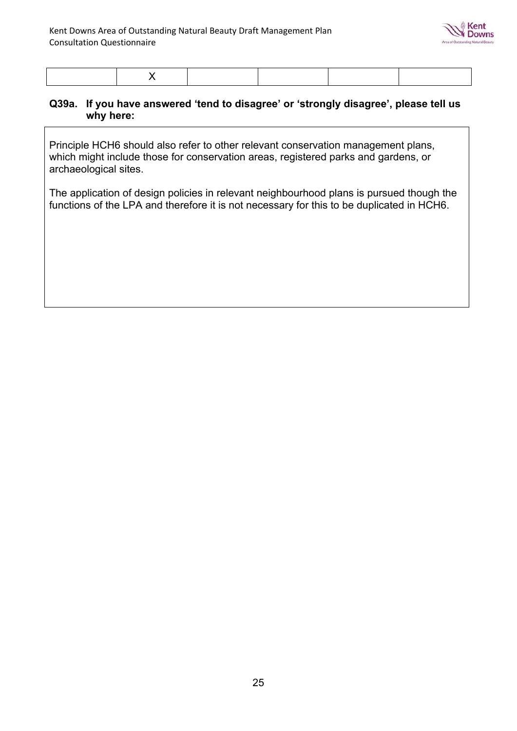|  | X |  |  |  |  |
|---|---|---|---|---|---|

**Q39a. If you have answered 'tend to disagree' or 'strongly disagree', please tell us why here:**

Principle HCH6 should also refer to other relevant conservation management plans, which might include those for conservation areas, registered parks and gardens, or archaeological sites.

The application of design policies in relevant neighbourhood plans is pursued though the functions of the LPA and therefore it is not necessary for this to be duplicated in HCH6.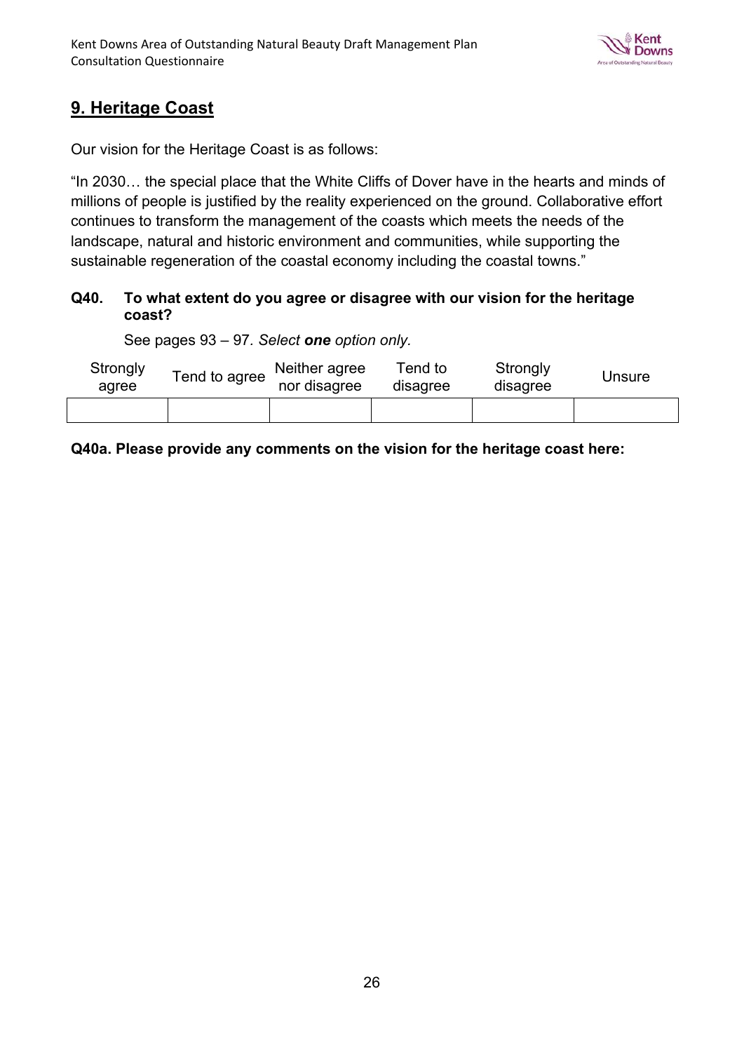## 9. Heritage Coast

Our vision for the Heritage Coast is as follows:

"In 2030… the special place that the White Cliffs of Dover have in the hearts and minds of millions of people is justified by the reality experienced on the ground. Collaborative effort continues to transform the management of the coasts which meets the needs of the landscape, natural and historic environment and communities, while supporting the sustainable regeneration of the coastal economy including the coastal towns."

**Q40. To what extent do you agree or disagree with our vision for the heritage coast?**

See pages 93 – 97. *Select **one** option only.*

| Strongly agree | Tend to agree | Neither agree nor disagree | Tend to disagree | Strongly disagree | Unsure |
|---|---|---|---|---|---|
| | | | | | |

**Q40a. Please provide any comments on the vision for the heritage coast here:**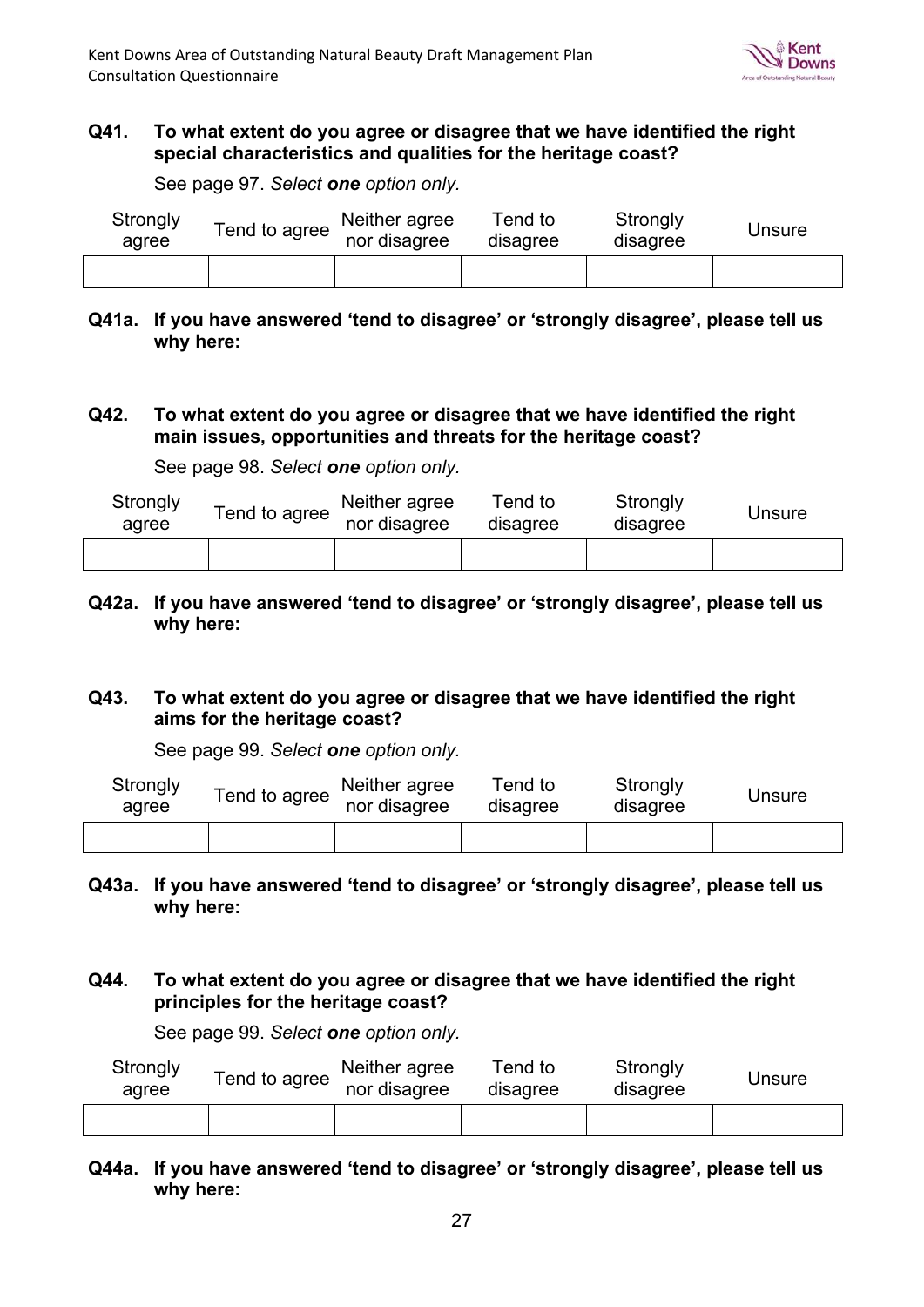**Q41. To what extent do you agree or disagree that we have identified the right special characteristics and qualities for the heritage coast?**

See page 97. *Select **one** option only.*

| Strongly agree | Tend to agree | Neither agree nor disagree | Tend to disagree | Strongly disagree | Unsure |
|---|---|---|---|---|---|
| | | | | | |

**Q41a. If you have answered 'tend to disagree' or 'strongly disagree', please tell us why here:**

**Q42. To what extent do you agree or disagree that we have identified the right main issues, opportunities and threats for the heritage coast?**

See page 98. *Select **one** option only.*

| Strongly agree | Tend to agree | Neither agree nor disagree | Tend to disagree | Strongly disagree | Unsure |
|---|---|---|---|---|---|
| | | | | | |

**Q42a. If you have answered 'tend to disagree' or 'strongly disagree', please tell us why here:**

**Q43. To what extent do you agree or disagree that we have identified the right aims for the heritage coast?**

See page 99. *Select **one** option only.*

| Strongly agree | Tend to agree | Neither agree nor disagree | Tend to disagree | Strongly disagree | Unsure |
|---|---|---|---|---|---|
| | | | | | |

**Q43a. If you have answered 'tend to disagree' or 'strongly disagree', please tell us why here:**

**Q44. To what extent do you agree or disagree that we have identified the right principles for the heritage coast?**

See page 99. *Select **one** option only.*

| Strongly agree | Tend to agree | Neither agree nor disagree | Tend to disagree | Strongly disagree | Unsure |
|---|---|---|---|---|---|
| | | | | | |

**Q44a. If you have answered 'tend to disagree' or 'strongly disagree', please tell us why here:**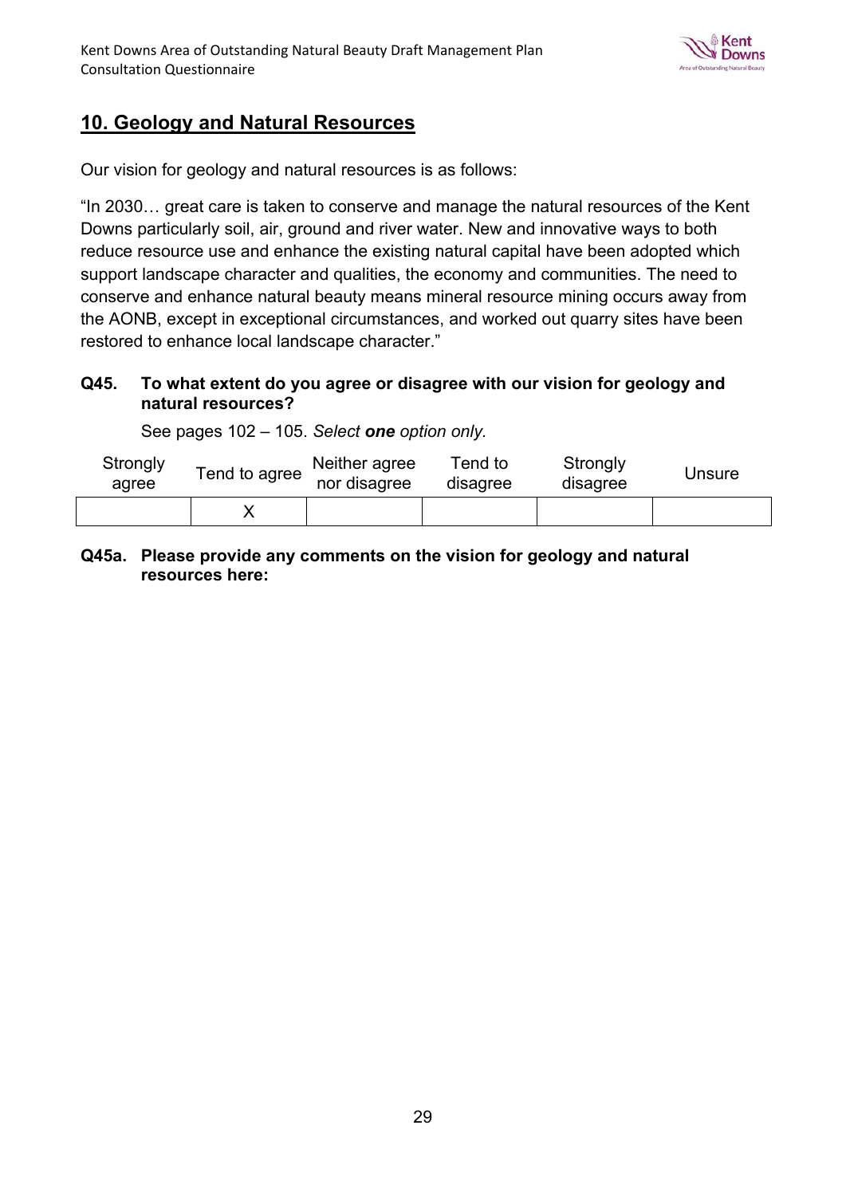## 10. Geology and Natural Resources

Our vision for geology and natural resources is as follows:

"In 2030… great care is taken to conserve and manage the natural resources of the Kent Downs particularly soil, air, ground and river water. New and innovative ways to both reduce resource use and enhance the existing natural capital have been adopted which support landscape character and qualities, the economy and communities. The need to conserve and enhance natural beauty means mineral resource mining occurs away from the AONB, except in exceptional circumstances, and worked out quarry sites have been restored to enhance local landscape character."

**Q45. To what extent do you agree or disagree with our vision for geology and natural resources?**

See pages 102 – 105. *Select **one** option only.*

| Strongly agree | Tend to agree | Neither agree nor disagree | Tend to disagree | Strongly disagree | Unsure |
|---|---|---|---|---|---|
| | X | | | | |

**Q45a. Please provide any comments on the vision for geology and natural resources here:**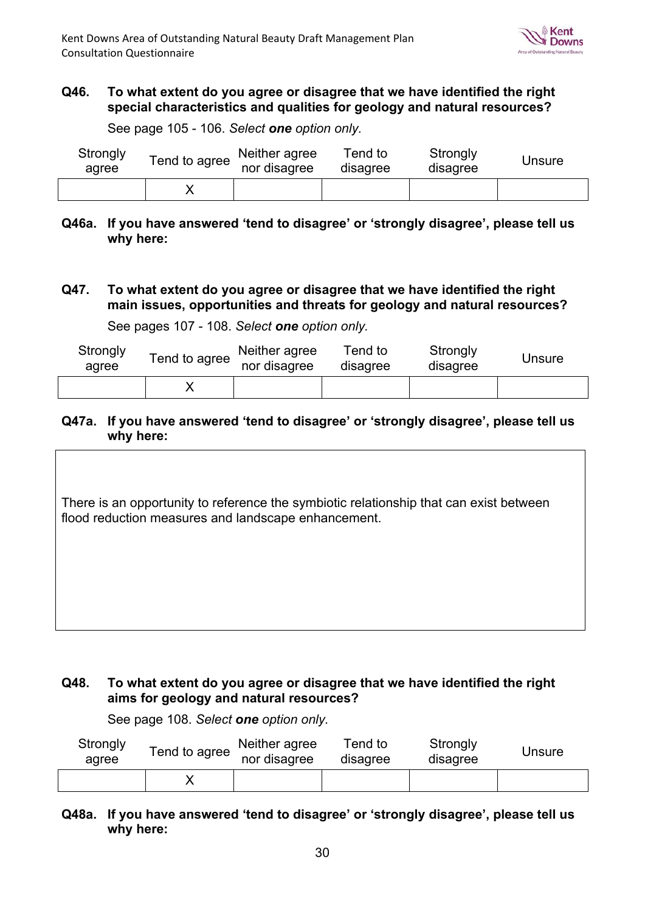**Q46. To what extent do you agree or disagree that we have identified the right special characteristics and qualities for geology and natural resources?**

See page 105 - 106. *Select **one** option only.*

| Strongly agree | Tend to agree | Neither agree nor disagree | Tend to disagree | Strongly disagree | Unsure |
|---|---|---|---|---|---|
| | X | | | | |

**Q46a. If you have answered 'tend to disagree' or 'strongly disagree', please tell us why here:**

**Q47. To what extent do you agree or disagree that we have identified the right main issues, opportunities and threats for geology and natural resources?**

See pages 107 - 108. *Select **one** option only.*

| Strongly agree | Tend to agree | Neither agree nor disagree | Tend to disagree | Strongly disagree | Unsure |
|---|---|---|---|---|---|
| | X | | | | |

**Q47a. If you have answered 'tend to disagree' or 'strongly disagree', please tell us why here:**

There is an opportunity to reference the symbiotic relationship that can exist between flood reduction measures and landscape enhancement.

**Q48. To what extent do you agree or disagree that we have identified the right aims for geology and natural resources?**

See page 108. *Select **one** option only.*

| Strongly agree | Tend to agree | Neither agree nor disagree | Tend to disagree | Strongly disagree | Unsure |
|---|---|---|---|---|---|
| | X | | | | |

**Q48a. If you have answered 'tend to disagree' or 'strongly disagree', please tell us why here:**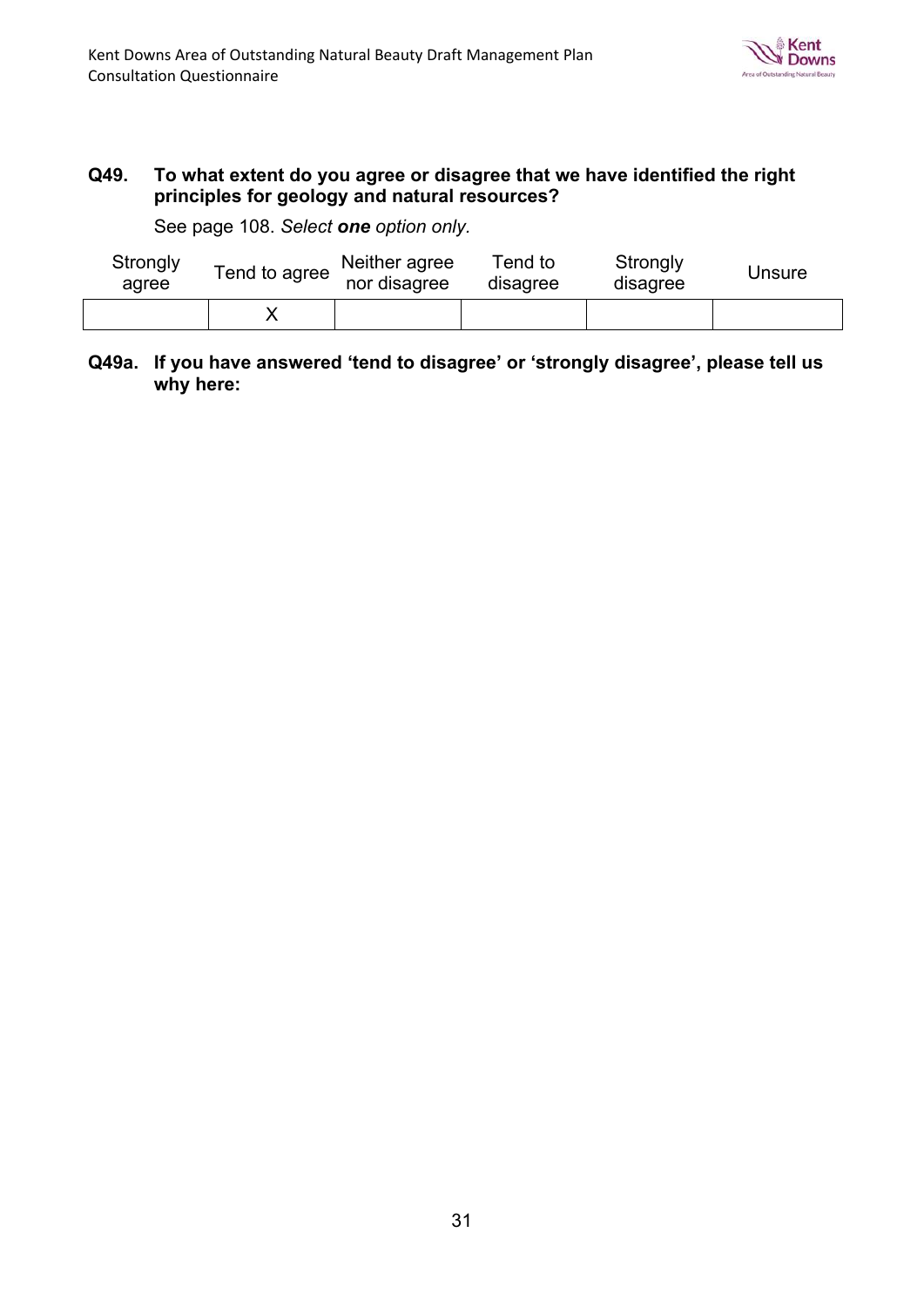**Q49. To what extent do you agree or disagree that we have identified the right principles for geology and natural resources?**

See page 108. *Select **one** option only.*

| Strongly agree | Tend to agree | Neither agree nor disagree | Tend to disagree | Strongly disagree | Unsure |
|---|---|---|---|---|---|
| | X | | | | |

**Q49a. If you have answered 'tend to disagree' or 'strongly disagree', please tell us why here:**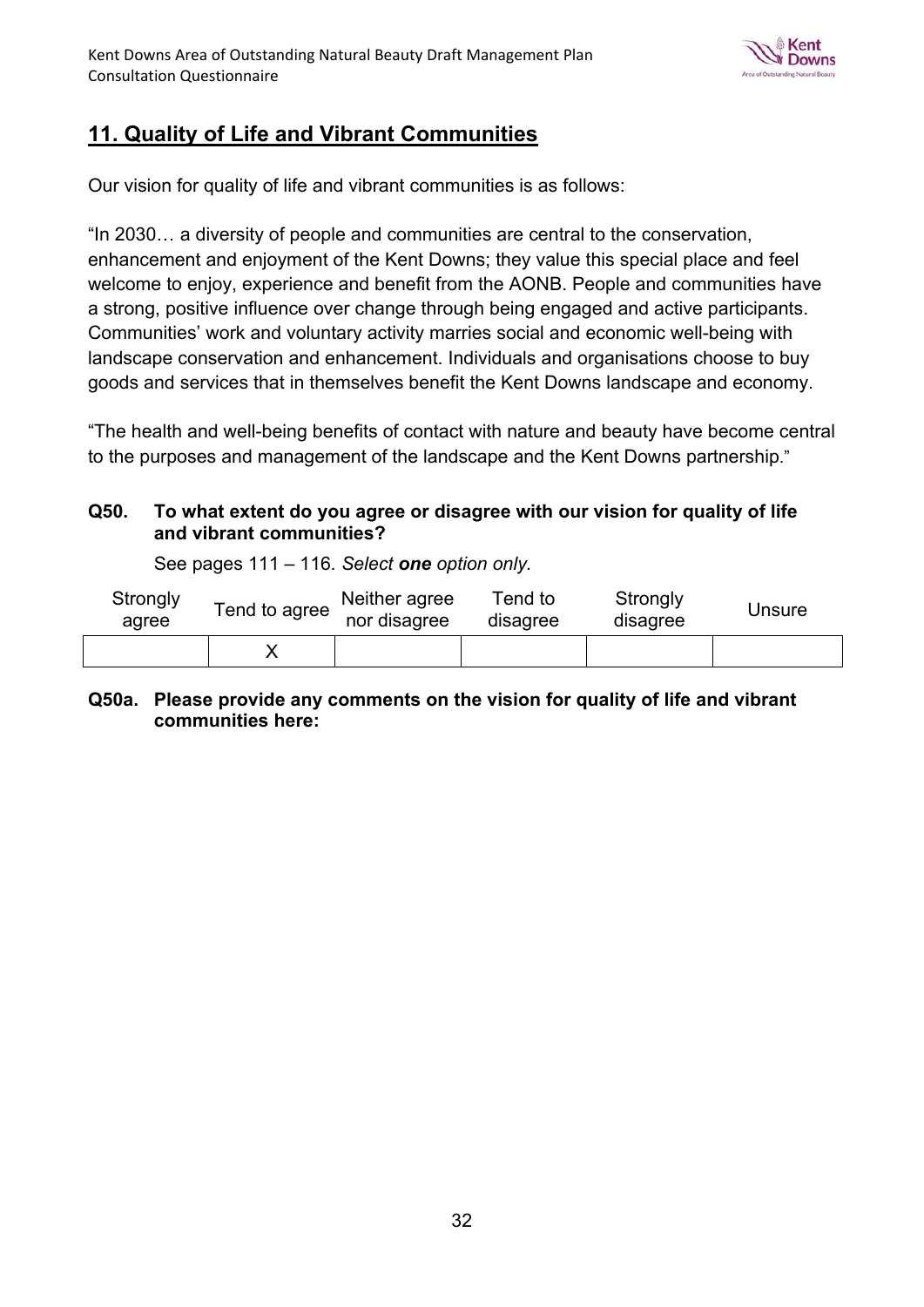## 11. Quality of Life and Vibrant Communities

Our vision for quality of life and vibrant communities is as follows:

"In 2030… a diversity of people and communities are central to the conservation, enhancement and enjoyment of the Kent Downs; they value this special place and feel welcome to enjoy, experience and benefit from the AONB. People and communities have a strong, positive influence over change through being engaged and active participants. Communities' work and voluntary activity marries social and economic well-being with landscape conservation and enhancement. Individuals and organisations choose to buy goods and services that in themselves benefit the Kent Downs landscape and economy.

"The health and well-being benefits of contact with nature and beauty have become central to the purposes and management of the landscape and the Kent Downs partnership."

**Q50. To what extent do you agree or disagree with our vision for quality of life and vibrant communities?**

See pages 111 – 116. *Select **one** option only.*

| Strongly agree | Tend to agree | Neither agree nor disagree | Tend to disagree | Strongly disagree | Unsure |
|---|---|---|---|---|---|
| | X | | | | |

**Q50a. Please provide any comments on the vision for quality of life and vibrant communities here:**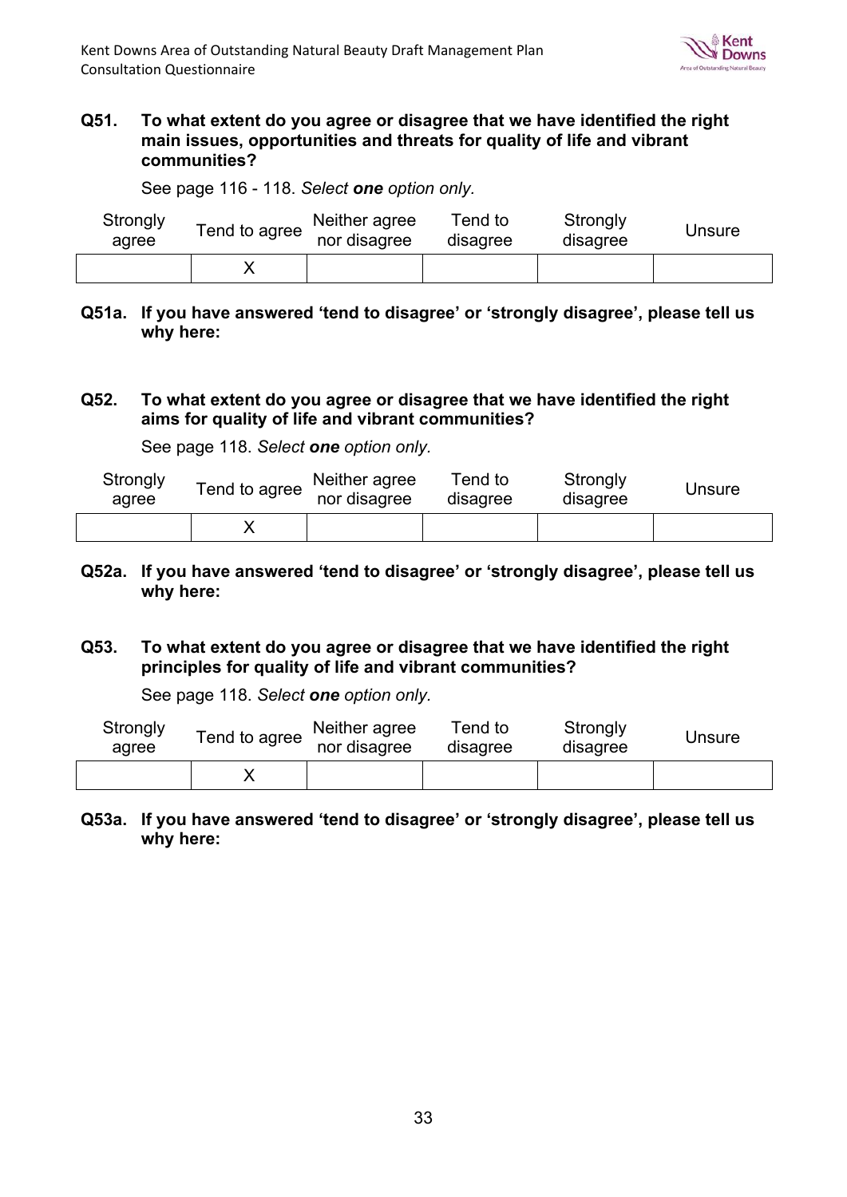**Q51. To what extent do you agree or disagree that we have identified the right main issues, opportunities and threats for quality of life and vibrant communities?**

See page 116 - 118. *Select **one** option only.*

| Strongly agree | Tend to agree | Neither agree nor disagree | Tend to disagree | Strongly disagree | Unsure |
|---|---|---|---|---|---|
| | X | | | | |

**Q51a. If you have answered 'tend to disagree' or 'strongly disagree', please tell us why here:**

**Q52. To what extent do you agree or disagree that we have identified the right aims for quality of life and vibrant communities?**

See page 118. *Select **one** option only.*

| Strongly agree | Tend to agree | Neither agree nor disagree | Tend to disagree | Strongly disagree | Unsure |
|---|---|---|---|---|---|
| | X | | | | |

**Q52a. If you have answered 'tend to disagree' or 'strongly disagree', please tell us why here:**

**Q53. To what extent do you agree or disagree that we have identified the right principles for quality of life and vibrant communities?**

See page 118. *Select **one** option only.*

| Strongly agree | Tend to agree | Neither agree nor disagree | Tend to disagree | Strongly disagree | Unsure |
|---|---|---|---|---|---|
| | X | | | | |

**Q53a. If you have answered 'tend to disagree' or 'strongly disagree', please tell us why here:**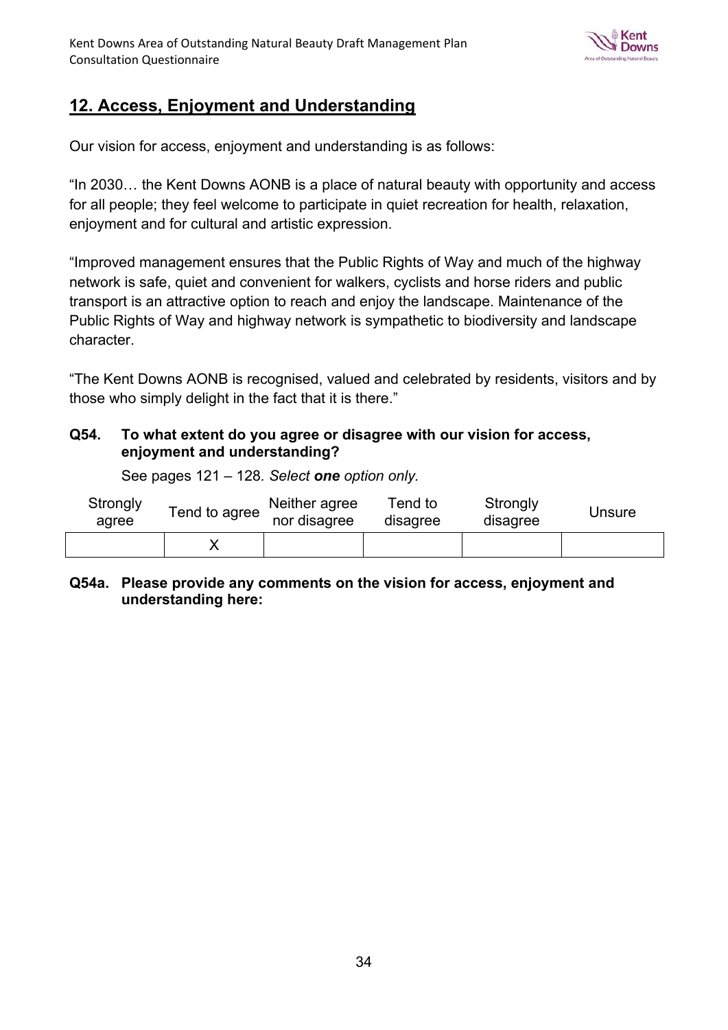## 12. Access, Enjoyment and Understanding

Our vision for access, enjoyment and understanding is as follows:

"In 2030… the Kent Downs AONB is a place of natural beauty with opportunity and access for all people; they feel welcome to participate in quiet recreation for health, relaxation, enjoyment and for cultural and artistic expression.

"Improved management ensures that the Public Rights of Way and much of the highway network is safe, quiet and convenient for walkers, cyclists and horse riders and public transport is an attractive option to reach and enjoy the landscape. Maintenance of the Public Rights of Way and highway network is sympathetic to biodiversity and landscape character.

"The Kent Downs AONB is recognised, valued and celebrated by residents, visitors and by those who simply delight in the fact that it is there."

**Q54. To what extent do you agree or disagree with our vision for access, enjoyment and understanding?**

See pages 121 – 128*. Select **one** option only.*

| Strongly agree | Tend to agree | Neither agree nor disagree | Tend to disagree | Strongly disagree | Unsure |
|---|---|---|---|---|---|
| | X | | | | |

**Q54a. Please provide any comments on the vision for access, enjoyment and understanding here:**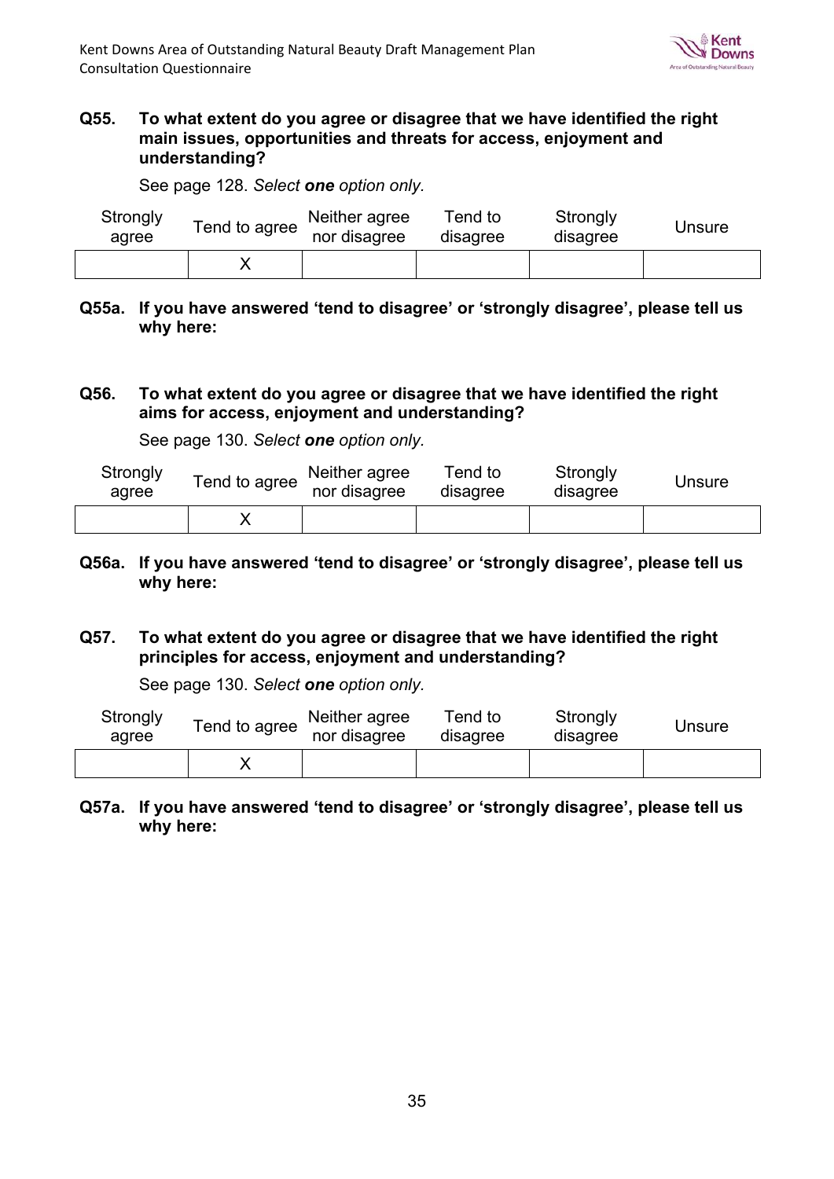**Q55. To what extent do you agree or disagree that we have identified the right main issues, opportunities and threats for access, enjoyment and understanding?**

See page 128. *Select **one** option only.*

| Strongly agree | Tend to agree | Neither agree nor disagree | Tend to disagree | Strongly disagree | Unsure |
|---|---|---|---|---|---|
| | X | | | | |

**Q55a. If you have answered 'tend to disagree' or 'strongly disagree', please tell us why here:**

**Q56. To what extent do you agree or disagree that we have identified the right aims for access, enjoyment and understanding?**

See page 130. *Select **one** option only.*

| Strongly agree | Tend to agree | Neither agree nor disagree | Tend to disagree | Strongly disagree | Unsure |
|---|---|---|---|---|---|
| | X | | | | |

**Q56a. If you have answered 'tend to disagree' or 'strongly disagree', please tell us why here:**

**Q57. To what extent do you agree or disagree that we have identified the right principles for access, enjoyment and understanding?**

See page 130. *Select **one** option only.*

| Strongly agree | Tend to agree | Neither agree nor disagree | Tend to disagree | Strongly disagree | Unsure |
|---|---|---|---|---|---|
| | X | | | | |

**Q57a. If you have answered 'tend to disagree' or 'strongly disagree', please tell us why here:**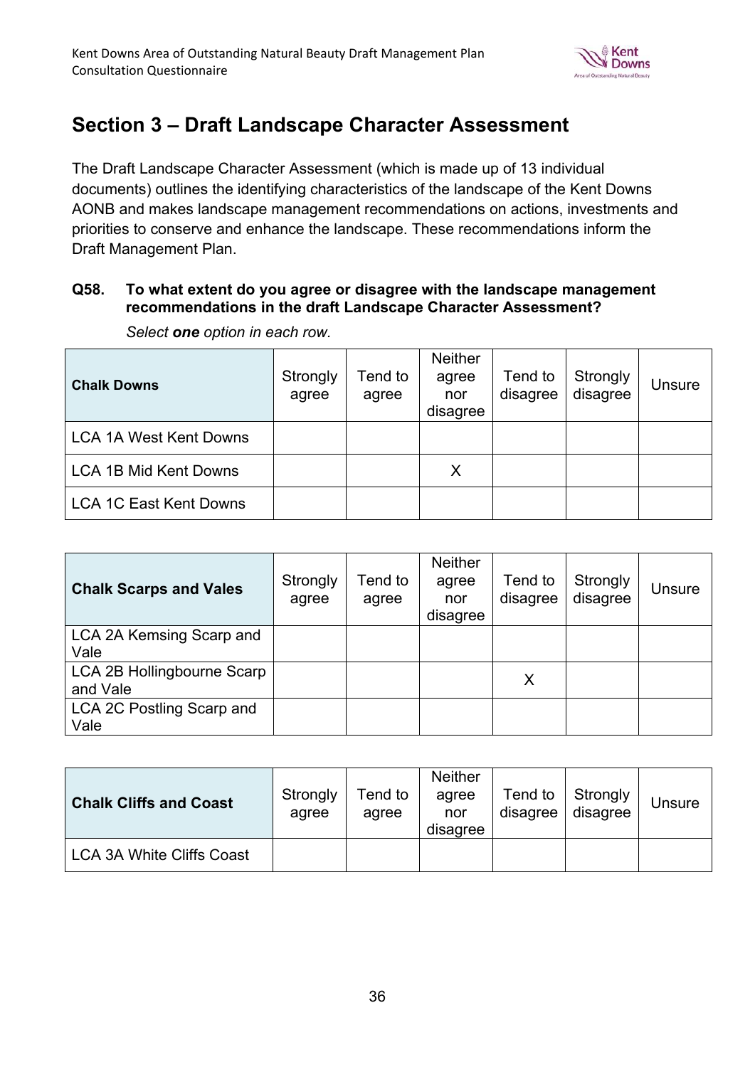## Section 3 – Draft Landscape Character Assessment

The Draft Landscape Character Assessment (which is made up of 13 individual documents) outlines the identifying characteristics of the landscape of the Kent Downs AONB and makes landscape management recommendations on actions, investments and priorities to conserve and enhance the landscape. These recommendations inform the Draft Management Plan.

**Q58. To what extent do you agree or disagree with the landscape management recommendations in the draft Landscape Character Assessment?**

*Select **one** option in each row.*

| **Chalk Downs** | Strongly agree | Tend to agree | Neither agree nor disagree | Tend to disagree | Strongly disagree | Unsure |
|---|---|---|---|---|---|---|
| LCA 1A West Kent Downs | | | | | | |
| LCA 1B Mid Kent Downs | | | X | | | |
| LCA 1C East Kent Downs | | | | | | |

| **Chalk Scarps and Vales** | Strongly agree | Tend to agree | Neither agree nor disagree | Tend to disagree | Strongly disagree | Unsure |
|---|---|---|---|---|---|---|
| LCA 2A Kemsing Scarp and Vale | | | | | | |
| LCA 2B Hollingbourne Scarp and Vale | | | | X | | |
| LCA 2C Postling Scarp and Vale | | | | | | |

| **Chalk Cliffs and Coast** | Strongly agree | Tend to agree | Neither agree nor disagree | Tend to disagree | Strongly disagree | Unsure |
|---|---|---|---|---|---|---|
| LCA 3A White Cliffs Coast | | | | | | |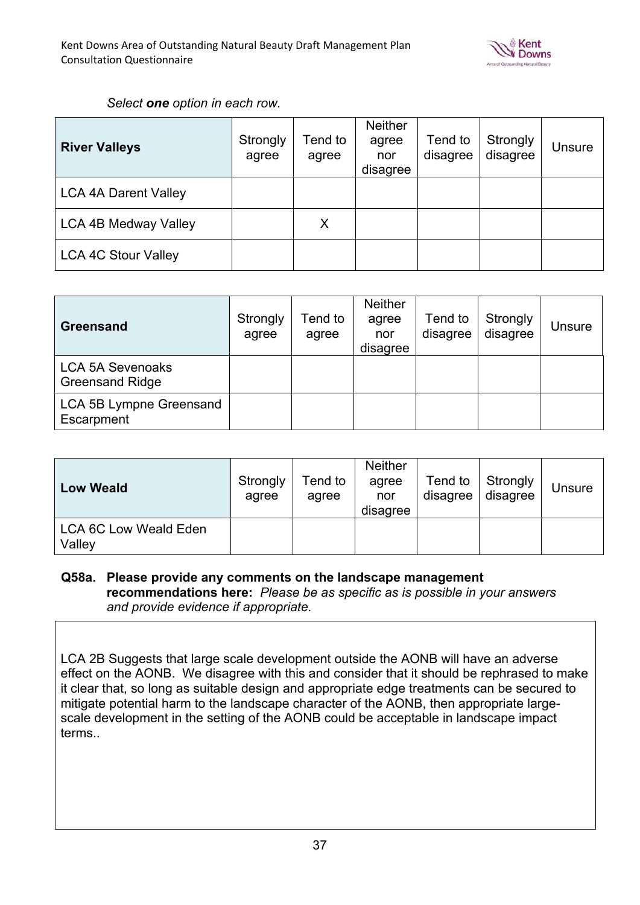*Select **one** option in each row.*

| River Valleys | Strongly agree | Tend to agree | Neither agree nor disagree | Tend to disagree | Strongly disagree | Unsure |
|---|---|---|---|---|---|---|
| LCA 4A Darent Valley | | | | | | |
| LCA 4B Medway Valley | | X | | | | |
| LCA 4C Stour Valley | | | | | | |

| Greensand | Strongly agree | Tend to agree | Neither agree nor disagree | Tend to disagree | Strongly disagree | Unsure |
|---|---|---|---|---|---|---|
| LCA 5A Sevenoaks Greensand Ridge | | | | | | |
| LCA 5B Lympne Greensand Escarpment | | | | | | |

| Low Weald | Strongly agree | Tend to agree | Neither agree nor disagree | Tend to disagree | Strongly disagree | Unsure |
|---|---|---|---|---|---|---|
| LCA 6C Low Weald Eden Valley | | | | | | |

**Q58a. Please provide any comments on the landscape management recommendations here:** *Please be as specific as is possible in your answers and provide evidence if appropriate.*

LCA 2B Suggests that large scale development outside the AONB will have an adverse effect on the AONB. We disagree with this and consider that it should be rephrased to make it clear that, so long as suitable design and appropriate edge treatments can be secured to mitigate potential harm to the landscape character of the AONB, then appropriate large-scale development in the setting of the AONB could be acceptable in landscape impact terms..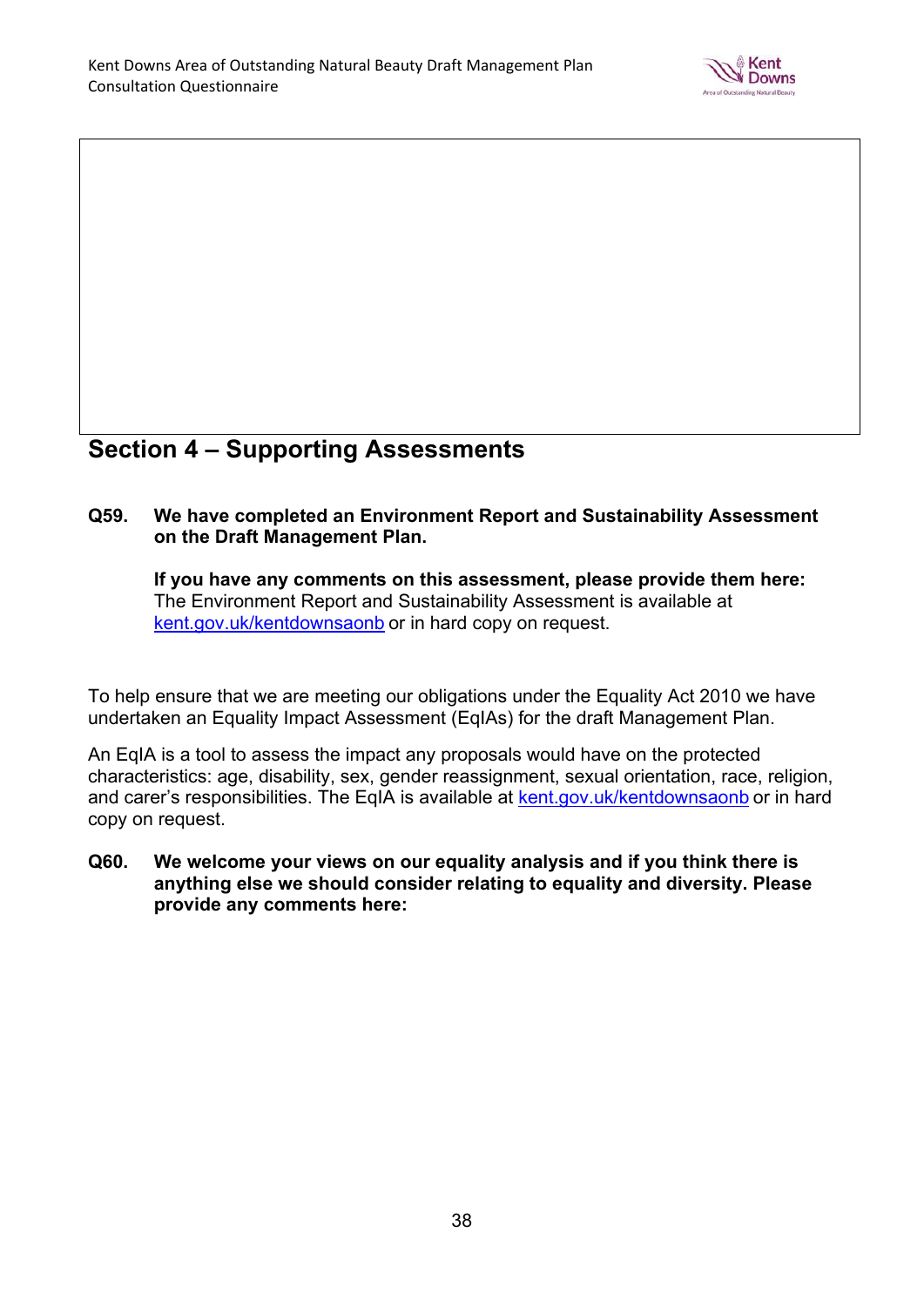## Section 4 – Supporting Assessments

**Q59. We have completed an Environment Report and Sustainability Assessment on the Draft Management Plan.**

**If you have any comments on this assessment, please provide them here:**
The Environment Report and Sustainability Assessment is available at kent.gov.uk/kentdownsaonb or in hard copy on request.

To help ensure that we are meeting our obligations under the Equality Act 2010 we have undertaken an Equality Impact Assessment (EqIAs) for the draft Management Plan.

An EqIA is a tool to assess the impact any proposals would have on the protected characteristics: age, disability, sex, gender reassignment, sexual orientation, race, religion, and carer's responsibilities. The EqIA is available at kent.gov.uk/kentdownsaonb or in hard copy on request.

**Q60. We welcome your views on our equality analysis and if you think there is anything else we should consider relating to equality and diversity. Please provide any comments here:**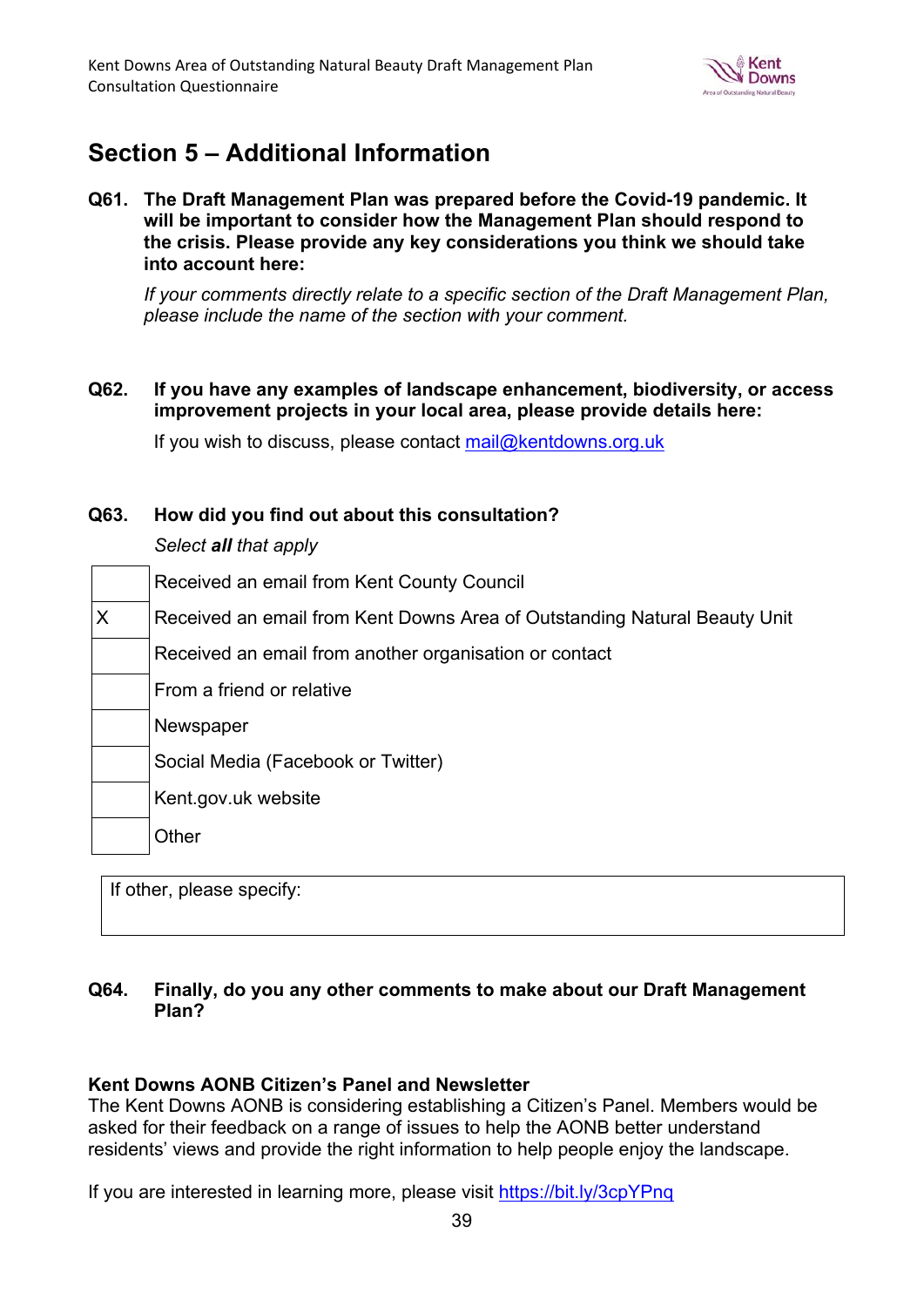## Section 5 – Additional Information

**Q61. The Draft Management Plan was prepared before the Covid-19 pandemic. It will be important to consider how the Management Plan should respond to the crisis. Please provide any key considerations you think we should take into account here:**

*If your comments directly relate to a specific section of the Draft Management Plan, please include the name of the section with your comment.*

**Q62. If you have any examples of landscape enhancement, biodiversity, or access improvement projects in your local area, please provide details here:**

If you wish to discuss, please contact mail@kentdowns.org.uk

**Q63. How did you find out about this consultation?**

*Select **all** that apply*

| | |
|---|---|
| | Received an email from Kent County Council |
| X | Received an email from Kent Downs Area of Outstanding Natural Beauty Unit |
| | Received an email from another organisation or contact |
| | From a friend or relative |
| | Newspaper |
| | Social Media (Facebook or Twitter) |
| | Kent.gov.uk website |
| | Other |

If other, please specify:

**Q64. Finally, do you any other comments to make about our Draft Management Plan?**

**Kent Downs AONB Citizen's Panel and Newsletter**

The Kent Downs AONB is considering establishing a Citizen's Panel. Members would be asked for their feedback on a range of issues to help the AONB better understand residents' views and provide the right information to help people enjoy the landscape.

If you are interested in learning more, please visit https://bit.ly/3cpYPnq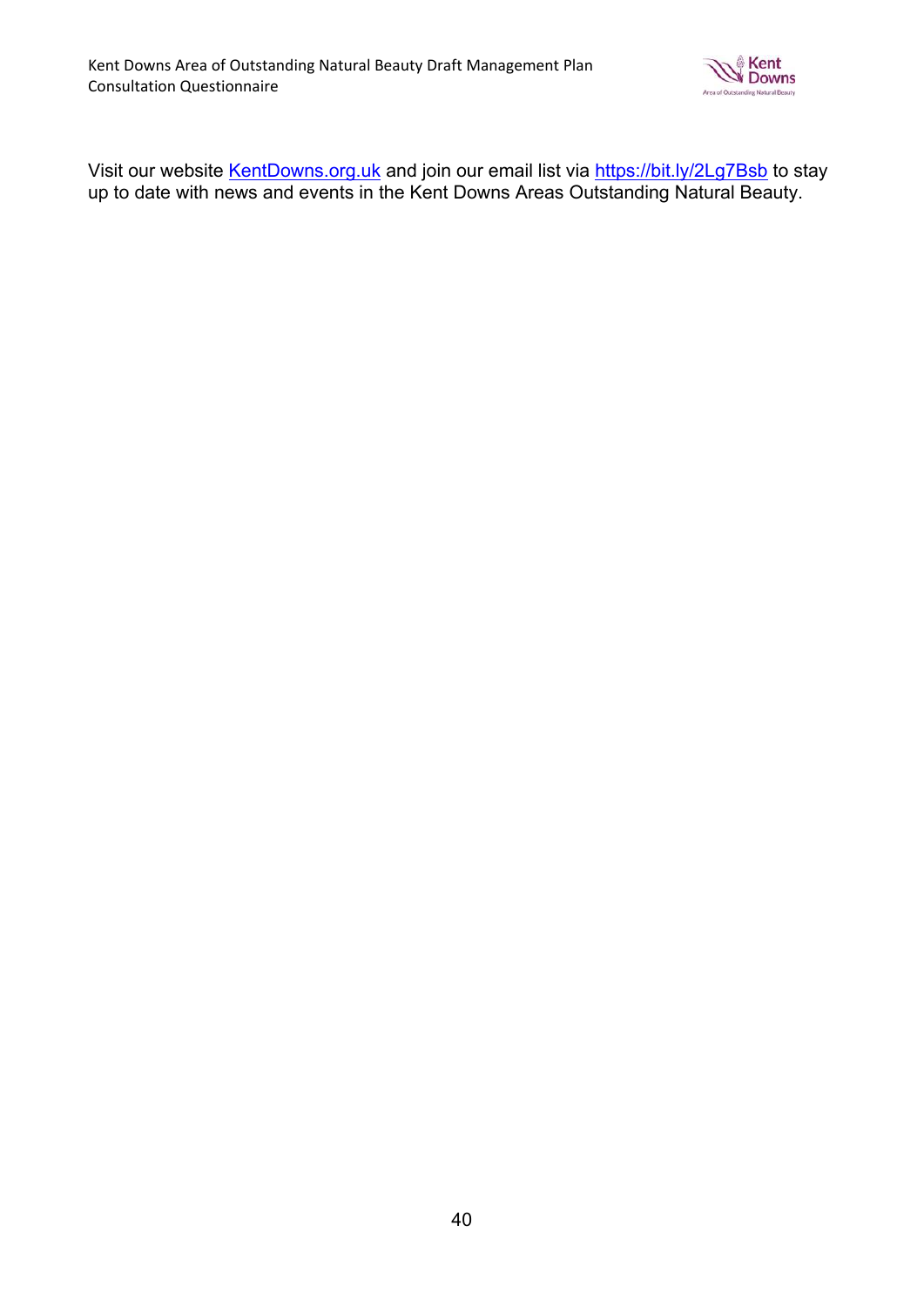Visit our website [KentDowns.org.uk](http://KentDowns.org.uk) and join our email list via [https://bit.ly/2Lg7Bsb](https://bit.ly/2Lg7Bsb) to stay up to date with news and events in the Kent Downs Areas Outstanding Natural Beauty.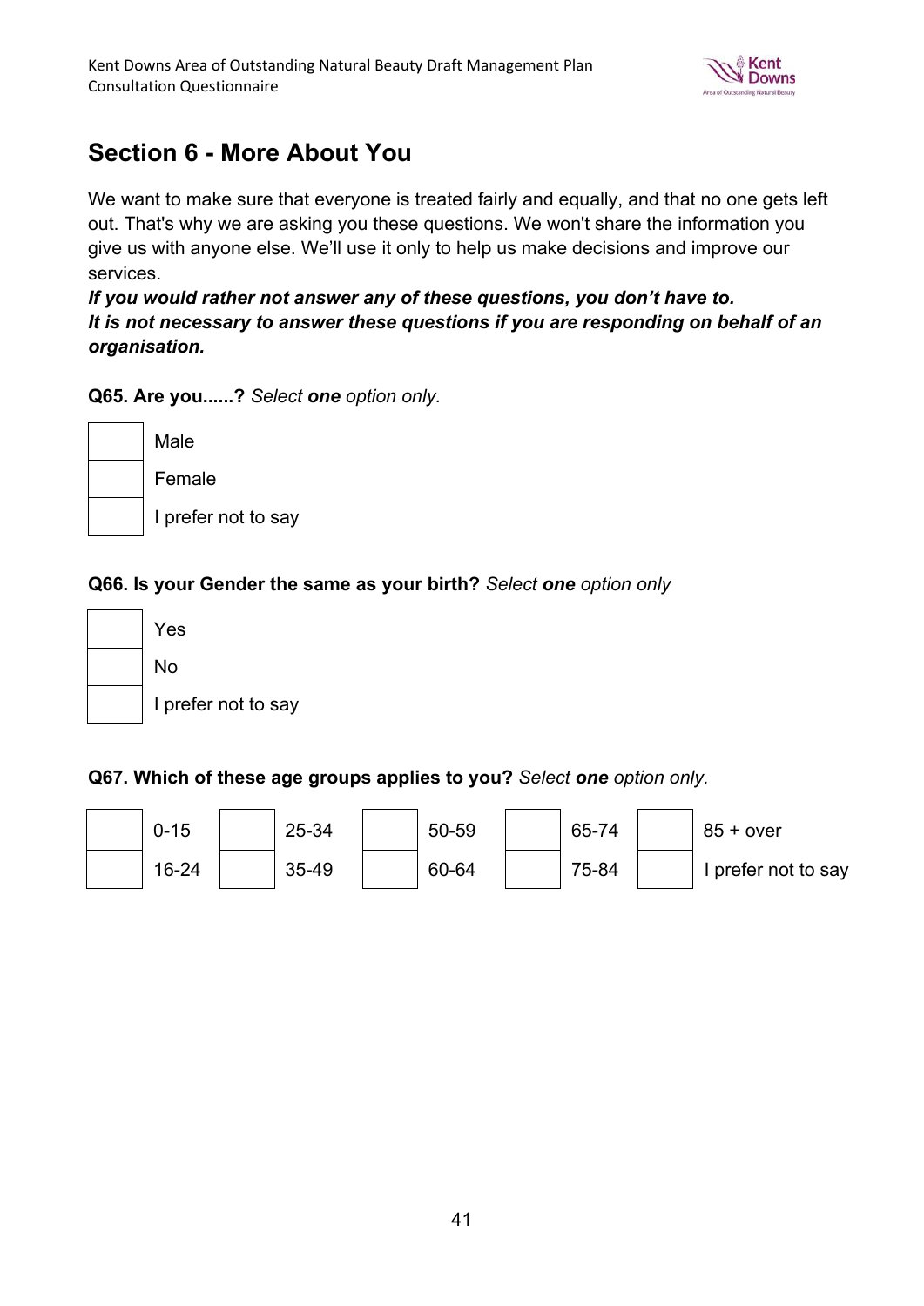## Section 6 - More About You

We want to make sure that everyone is treated fairly and equally, and that no one gets left out. That's why we are asking you these questions. We won't share the information you give us with anyone else. We'll use it only to help us make decisions and improve our services.
***If you would rather not answer any of these questions, you don't have to.***
***It is not necessary to answer these questions if you are responding on behalf of an organisation.***

**Q65. Are you......?** *Select **one** option only.*

- [ ] Male
- [ ] Female
- [ ] I prefer not to say

**Q66. Is your Gender the same as your birth?** *Select **one** option only*

- [ ] Yes
- [ ] No
- [ ] I prefer not to say

**Q67. Which of these age groups applies to you?** *Select **one** option only.*

| | | | | | | | | | |
|---|---|---|---|---|---|---|---|---|---|
| ☐ | 0-15 | ☐ | 25-34 | ☐ | 50-59 | ☐ | 65-74 | ☐ | 85 + over |
| ☐ | 16-24 | ☐ | 35-49 | ☐ | 60-64 | ☐ | 75-84 | ☐ | I prefer not to say |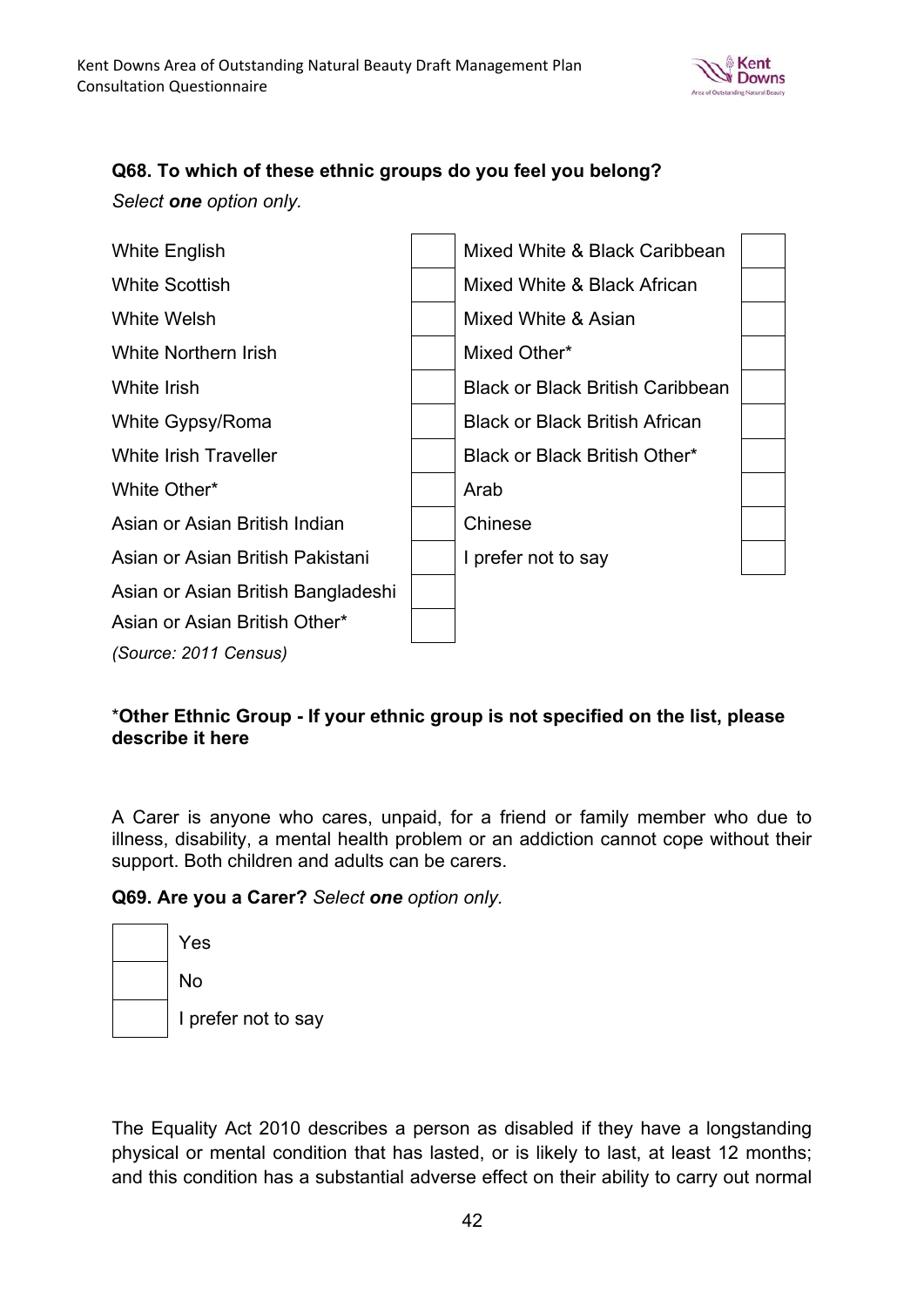**Q68. To which of these ethnic groups do you feel you belong?**

*Select **one** option only.*

| | | | |
|---|---|---|---|
| White English | | Mixed White & Black Caribbean | |
| White Scottish | | Mixed White & Black African | |
| White Welsh | | Mixed White & Asian | |
| White Northern Irish | | Mixed Other* | |
| White Irish | | Black or Black British Caribbean | |
| White Gypsy/Roma | | Black or Black British African | |
| White Irish Traveller | | Black or Black British Other* | |
| White Other* | | Arab | |
| Asian or Asian British Indian | | Chinese | |
| Asian or Asian British Pakistani | | I prefer not to say | |
| Asian or Asian British Bangladeshi | | | |
| Asian or Asian British Other* | | | |

*(Source: 2011 Census)*

***Other Ethnic Group - If your ethnic group is not specified on the list, please describe it here**

A Carer is anyone who cares, unpaid, for a friend or family member who due to illness, disability, a mental health problem or an addiction cannot cope without their support. Both children and adults can be carers.

**Q69. Are you a Carer?** *Select **one** option only.*

| | |
|---|---|
| | Yes |
| | No |
| | I prefer not to say |

The Equality Act 2010 describes a person as disabled if they have a longstanding physical or mental condition that has lasted, or is likely to last, at least 12 months; and this condition has a substantial adverse effect on their ability to carry out normal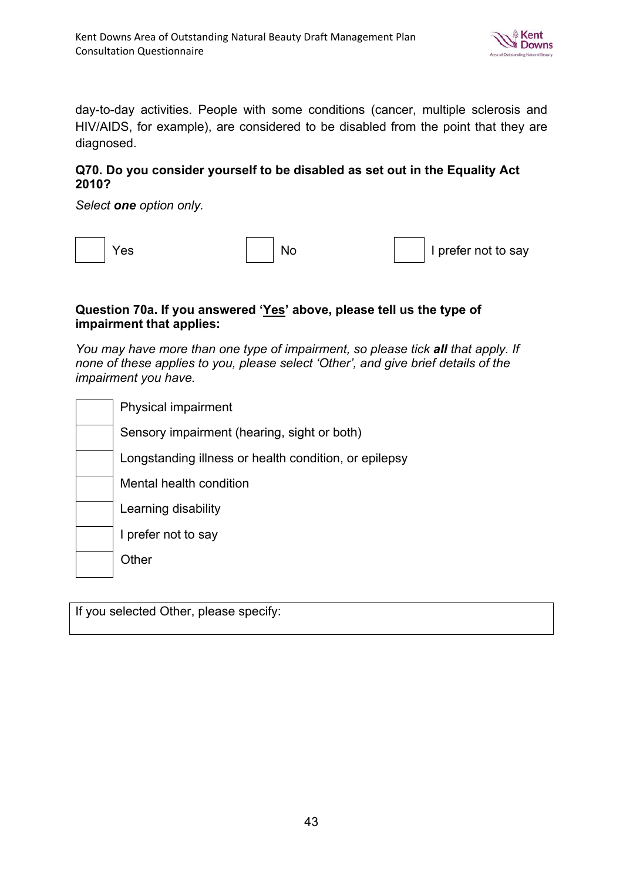day-to-day activities. People with some conditions (cancer, multiple sclerosis and HIV/AIDS, for example), are considered to be disabled from the point that they are diagnosed.

**Q70. Do you consider yourself to be disabled as set out in the Equality Act 2010?**

*Select **one** option only.*

- [ ] Yes
- [ ] No
- [ ] I prefer not to say

**Question 70a. If you answered '<u>Yes</u>' above, please tell us the type of impairment that applies:**

*You may have more than one type of impairment, so please tick **all** that apply. If none of these applies to you, please select 'Other', and give brief details of the impairment you have.*

- [ ] Physical impairment
- [ ] Sensory impairment (hearing, sight or both)
- [ ] Longstanding illness or health condition, or epilepsy
- [ ] Mental health condition
- [ ] Learning disability
- [ ] I prefer not to say
- [ ] Other

If you selected Other, please specify: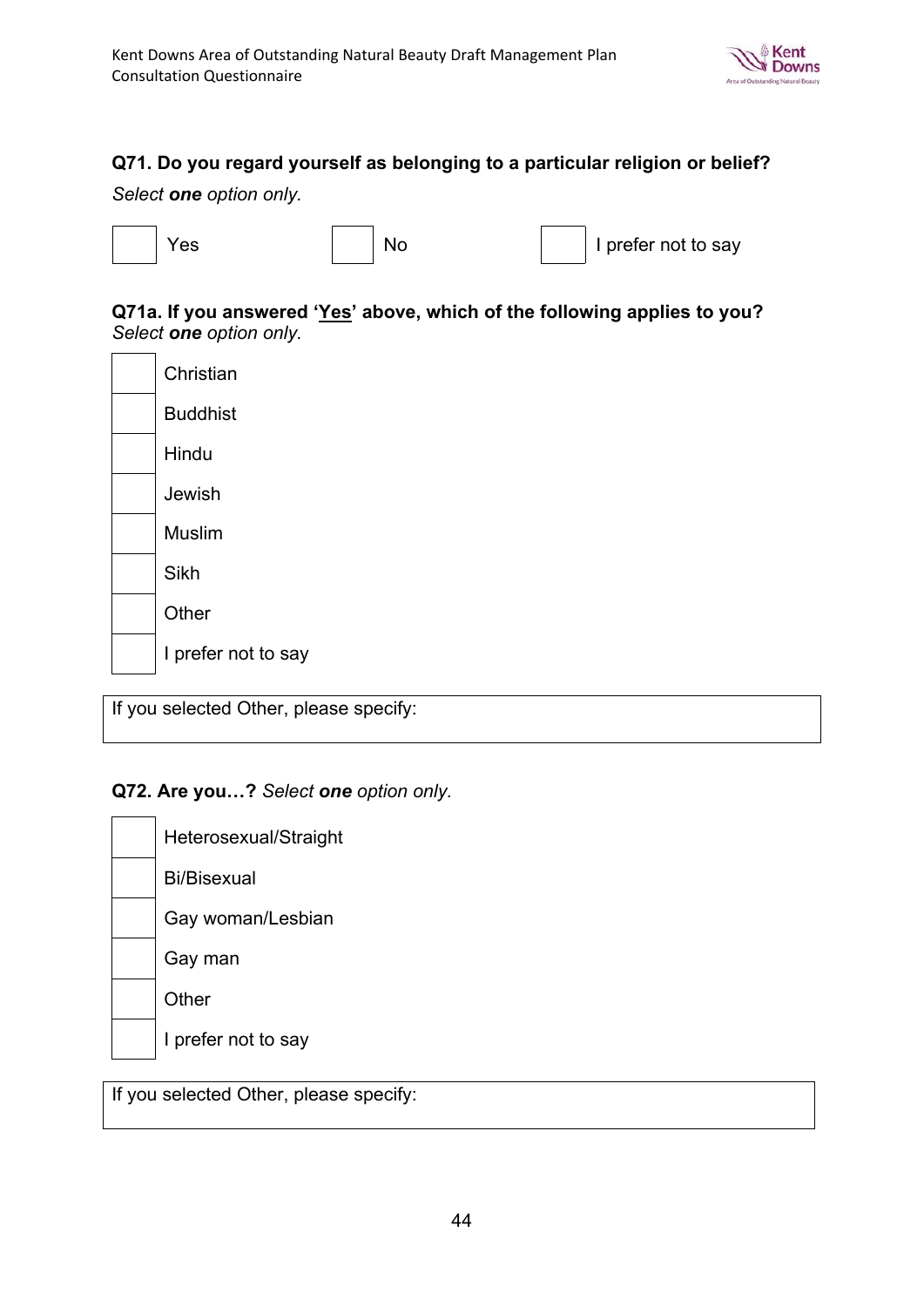**Q71. Do you regard yourself as belonging to a particular religion or belief?**

*Select **one** option only.*

- [ ] Yes
- [ ] No
- [ ] I prefer not to say

**Q71a. If you answered '<u>Yes</u>' above, which of the following applies to you?**
*Select **one** option only.*

- [ ] Christian
- [ ] Buddhist
- [ ] Hindu
- [ ] Jewish
- [ ] Muslim
- [ ] Sikh
- [ ] Other
- [ ] I prefer not to say

| If you selected Other, please specify: |
| --- |
| |

**Q72. Are you…?** *Select **one** option only.*

- [ ] Heterosexual/Straight
- [ ] Bi/Bisexual
- [ ] Gay woman/Lesbian
- [ ] Gay man
- [ ] Other
- [ ] I prefer not to say

| If you selected Other, please specify: |
| --- |
| |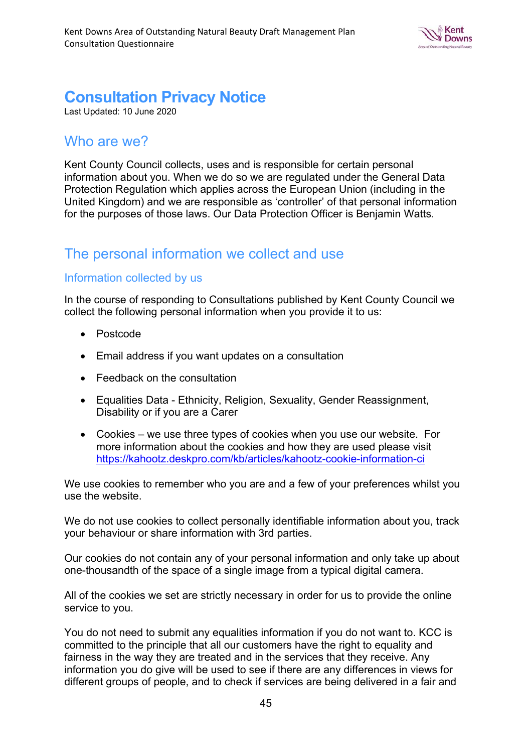# Consultation Privacy Notice

Last Updated: 10 June 2020

## Who are we?

Kent County Council collects, uses and is responsible for certain personal information about you. When we do so we are regulated under the General Data Protection Regulation which applies across the European Union (including in the United Kingdom) and we are responsible as 'controller' of that personal information for the purposes of those laws. Our Data Protection Officer is Benjamin Watts.

## The personal information we collect and use

### Information collected by us

In the course of responding to Consultations published by Kent County Council we collect the following personal information when you provide it to us:

- Postcode
- Email address if you want updates on a consultation
- Feedback on the consultation
- Equalities Data - Ethnicity, Religion, Sexuality, Gender Reassignment, Disability or if you are a Carer
- Cookies – we use three types of cookies when you use our website. For more information about the cookies and how they are used please visit https://kahootz.deskpro.com/kb/articles/kahootz-cookie-information-ci

We use cookies to remember who you are and a few of your preferences whilst you use the website.

We do not use cookies to collect personally identifiable information about you, track your behaviour or share information with 3rd parties.

Our cookies do not contain any of your personal information and only take up about one-thousandth of the space of a single image from a typical digital camera.

All of the cookies we set are strictly necessary in order for us to provide the online service to you.

You do not need to submit any equalities information if you do not want to. KCC is committed to the principle that all our customers have the right to equality and fairness in the way they are treated and in the services that they receive. Any information you do give will be used to see if there are any differences in views for different groups of people, and to check if services are being delivered in a fair and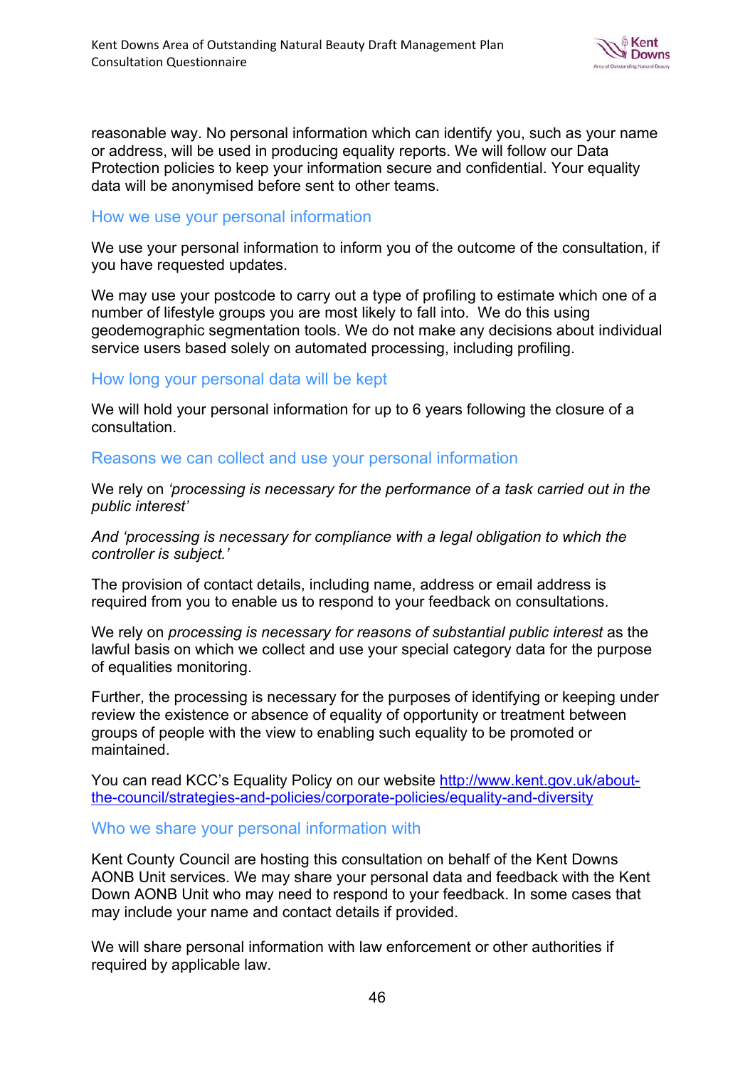reasonable way. No personal information which can identify you, such as your name or address, will be used in producing equality reports. We will follow our Data Protection policies to keep your information secure and confidential. Your equality data will be anonymised before sent to other teams.

## How we use your personal information

We use your personal information to inform you of the outcome of the consultation, if you have requested updates.

We may use your postcode to carry out a type of profiling to estimate which one of a number of lifestyle groups you are most likely to fall into. We do this using geodemographic segmentation tools. We do not make any decisions about individual service users based solely on automated processing, including profiling.

## How long your personal data will be kept

We will hold your personal information for up to 6 years following the closure of a consultation.

## Reasons we can collect and use your personal information

We rely on *'processing is necessary for the performance of a task carried out in the public interest'*

*And 'processing is necessary for compliance with a legal obligation to which the controller is subject.'*

The provision of contact details, including name, address or email address is required from you to enable us to respond to your feedback on consultations.

We rely on *processing is necessary for reasons of substantial public interest* as the lawful basis on which we collect and use your special category data for the purpose of equalities monitoring.

Further, the processing is necessary for the purposes of identifying or keeping under review the existence or absence of equality of opportunity or treatment between groups of people with the view to enabling such equality to be promoted or maintained.

You can read KCC's Equality Policy on our website [http://www.kent.gov.uk/about-the-council/strategies-and-policies/corporate-policies/equality-and-diversity](http://www.kent.gov.uk/about-the-council/strategies-and-policies/corporate-policies/equality-and-diversity)

## Who we share your personal information with

Kent County Council are hosting this consultation on behalf of the Kent Downs AONB Unit services. We may share your personal data and feedback with the Kent Down AONB Unit who may need to respond to your feedback. In some cases that may include your name and contact details if provided.

We will share personal information with law enforcement or other authorities if required by applicable law.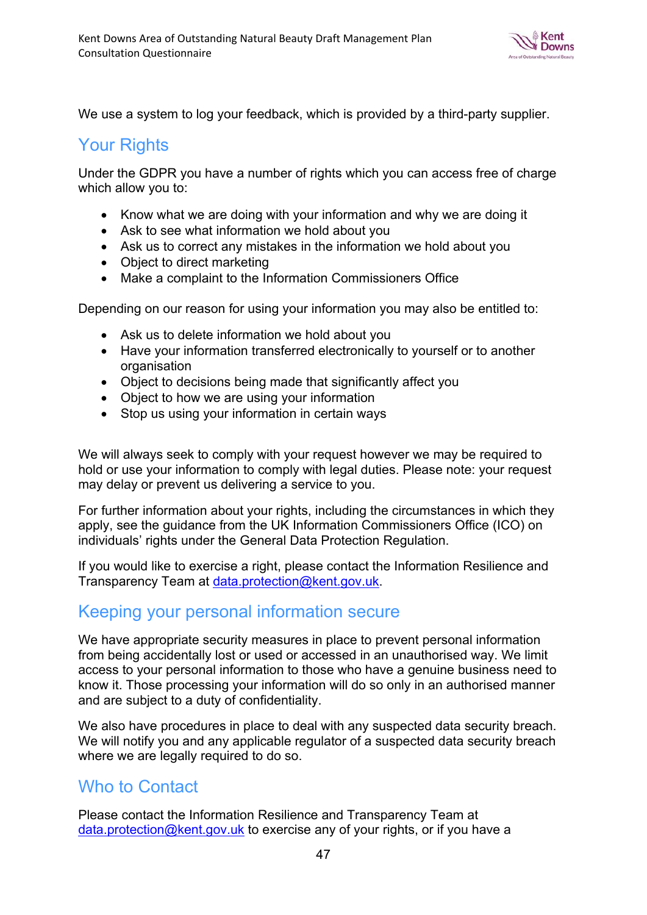We use a system to log your feedback, which is provided by a third-party supplier.

## Your Rights

Under the GDPR you have a number of rights which you can access free of charge which allow you to:

- Know what we are doing with your information and why we are doing it
- Ask to see what information we hold about you
- Ask us to correct any mistakes in the information we hold about you
- Object to direct marketing
- Make a complaint to the Information Commissioners Office

Depending on our reason for using your information you may also be entitled to:

- Ask us to delete information we hold about you
- Have your information transferred electronically to yourself or to another organisation
- Object to decisions being made that significantly affect you
- Object to how we are using your information
- Stop us using your information in certain ways

We will always seek to comply with your request however we may be required to hold or use your information to comply with legal duties. Please note: your request may delay or prevent us delivering a service to you.

For further information about your rights, including the circumstances in which they apply, see the guidance from the UK Information Commissioners Office (ICO) on individuals' rights under the General Data Protection Regulation.

If you would like to exercise a right, please contact the Information Resilience and Transparency Team at data.protection@kent.gov.uk.

## Keeping your personal information secure

We have appropriate security measures in place to prevent personal information from being accidentally lost or used or accessed in an unauthorised way. We limit access to your personal information to those who have a genuine business need to know it. Those processing your information will do so only in an authorised manner and are subject to a duty of confidentiality.

We also have procedures in place to deal with any suspected data security breach. We will notify you and any applicable regulator of a suspected data security breach where we are legally required to do so.

## Who to Contact

Please contact the Information Resilience and Transparency Team at data.protection@kent.gov.uk to exercise any of your rights, or if you have a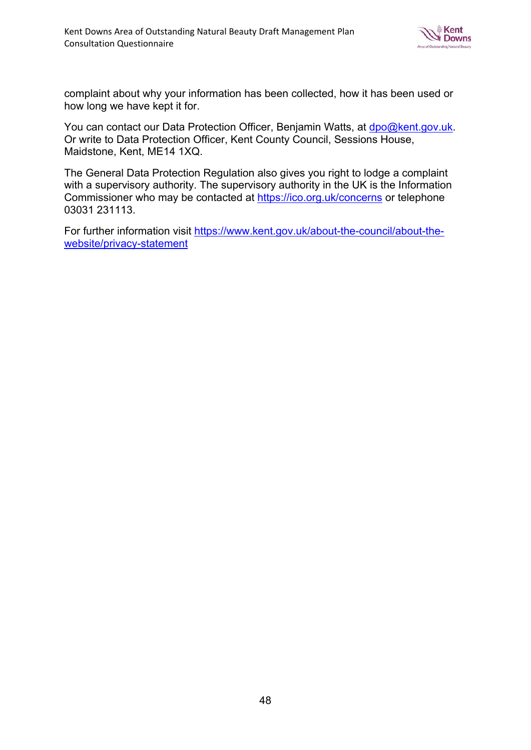complaint about why your information has been collected, how it has been used or how long we have kept it for.

You can contact our Data Protection Officer, Benjamin Watts, at dpo@kent.gov.uk. Or write to Data Protection Officer, Kent County Council, Sessions House, Maidstone, Kent, ME14 1XQ.

The General Data Protection Regulation also gives you right to lodge a complaint with a supervisory authority. The supervisory authority in the UK is the Information Commissioner who may be contacted at https://ico.org.uk/concerns or telephone 03031 231113.

For further information visit https://www.kent.gov.uk/about-the-council/about-the-website/privacy-statement